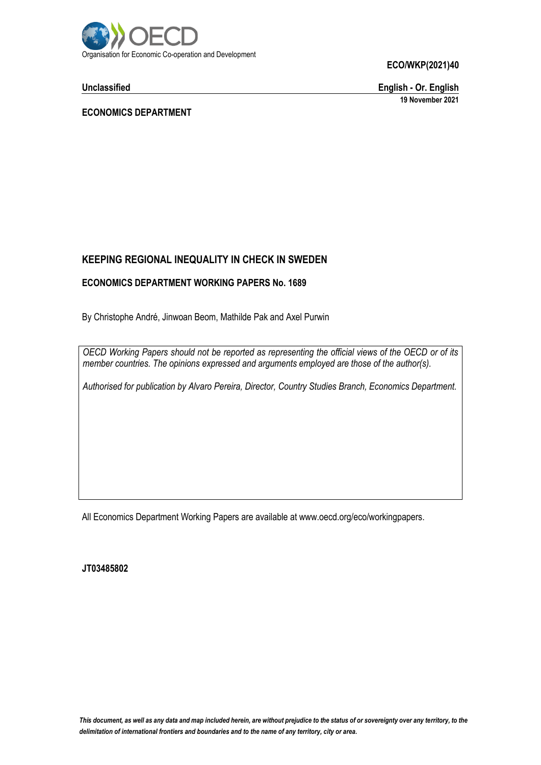Organisation for Economic Co-operation and Development

**ECO/WKP(2021)40**

**Unclassified** **English - Or. English**

**19 November 2021**

**ECONOMICS DEPARTMENT**

# KEEPING REGIONAL INEQUALITY IN CHECK IN SWEDEN

## ECONOMICS DEPARTMENT WORKING PAPERS No. 1689

By Christophe André, Jinwoan Beom, Mathilde Pak and Axel Purwin

*OECD Working Papers should not be reported as representing the official views of the OECD or of its member countries. The opinions expressed and arguments employed are those of the author(s).*

*Authorised for publication by Alvaro Pereira, Director, Country Studies Branch, Economics Department.*

All Economics Department Working Papers are available at www.oecd.org/eco/workingpapers.

**JT03485802**

*This document, as well as any data and map included herein, are without prejudice to the status of or sovereignty over any territory, to the delimitation of international frontiers and boundaries and to the name of any territory, city or area.*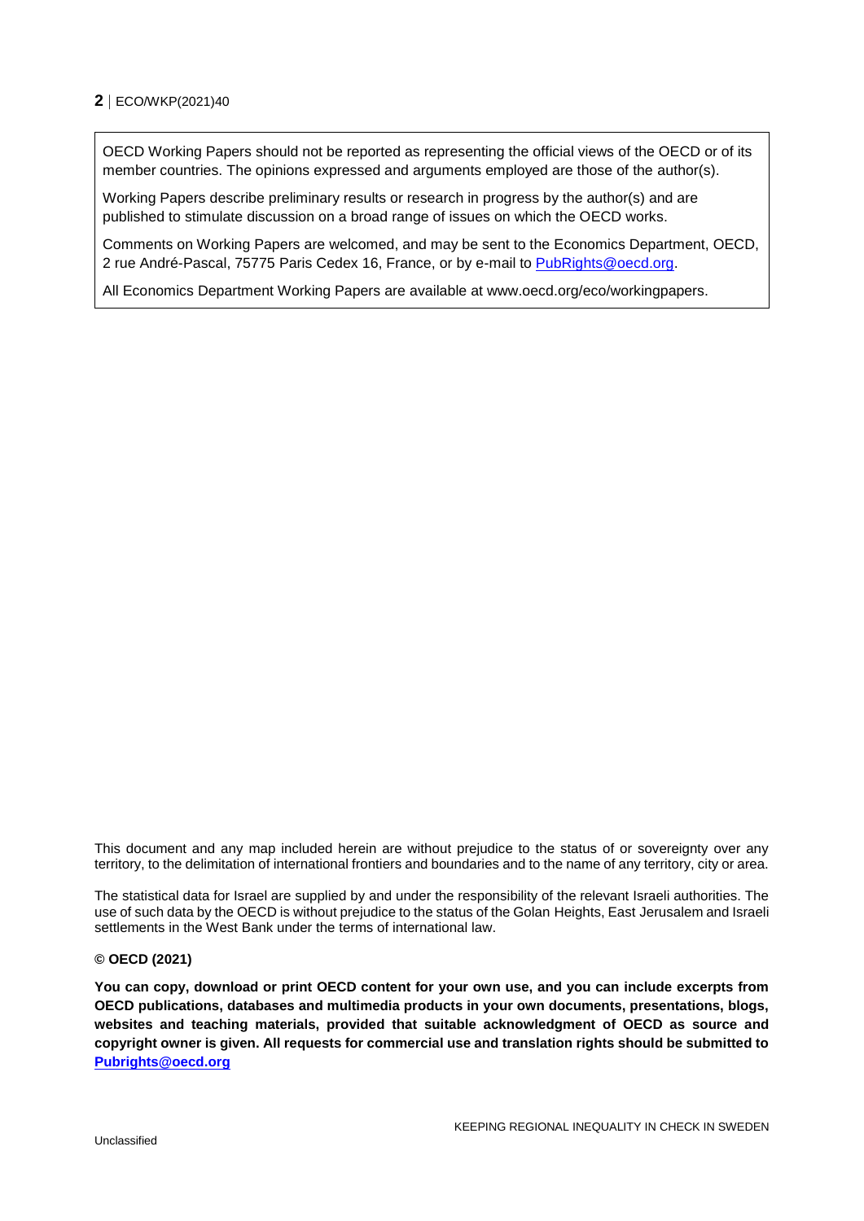OECD Working Papers should not be reported as representing the official views of the OECD or of its member countries. The opinions expressed and arguments employed are those of the author(s).

Working Papers describe preliminary results or research in progress by the author(s) and are published to stimulate discussion on a broad range of issues on which the OECD works.

Comments on Working Papers are welcomed, and may be sent to the Economics Department, OECD, 2 rue André-Pascal, 75775 Paris Cedex 16, France, or by e-mail to PubRights@oecd.org.

All Economics Department Working Papers are available at www.oecd.org/eco/workingpapers.

This document and any map included herein are without prejudice to the status of or sovereignty over any territory, to the delimitation of international frontiers and boundaries and to the name of any territory, city or area.

The statistical data for Israel are supplied by and under the responsibility of the relevant Israeli authorities. The use of such data by the OECD is without prejudice to the status of the Golan Heights, East Jerusalem and Israeli settlements in the West Bank under the terms of international law.

**© OECD (2021)**

**You can copy, download or print OECD content for your own use, and you can include excerpts from OECD publications, databases and multimedia products in your own documents, presentations, blogs, websites and teaching materials, provided that suitable acknowledgment of OECD as source and copyright owner is given. All requests for commercial use and translation rights should be submitted to Pubrights@oecd.org**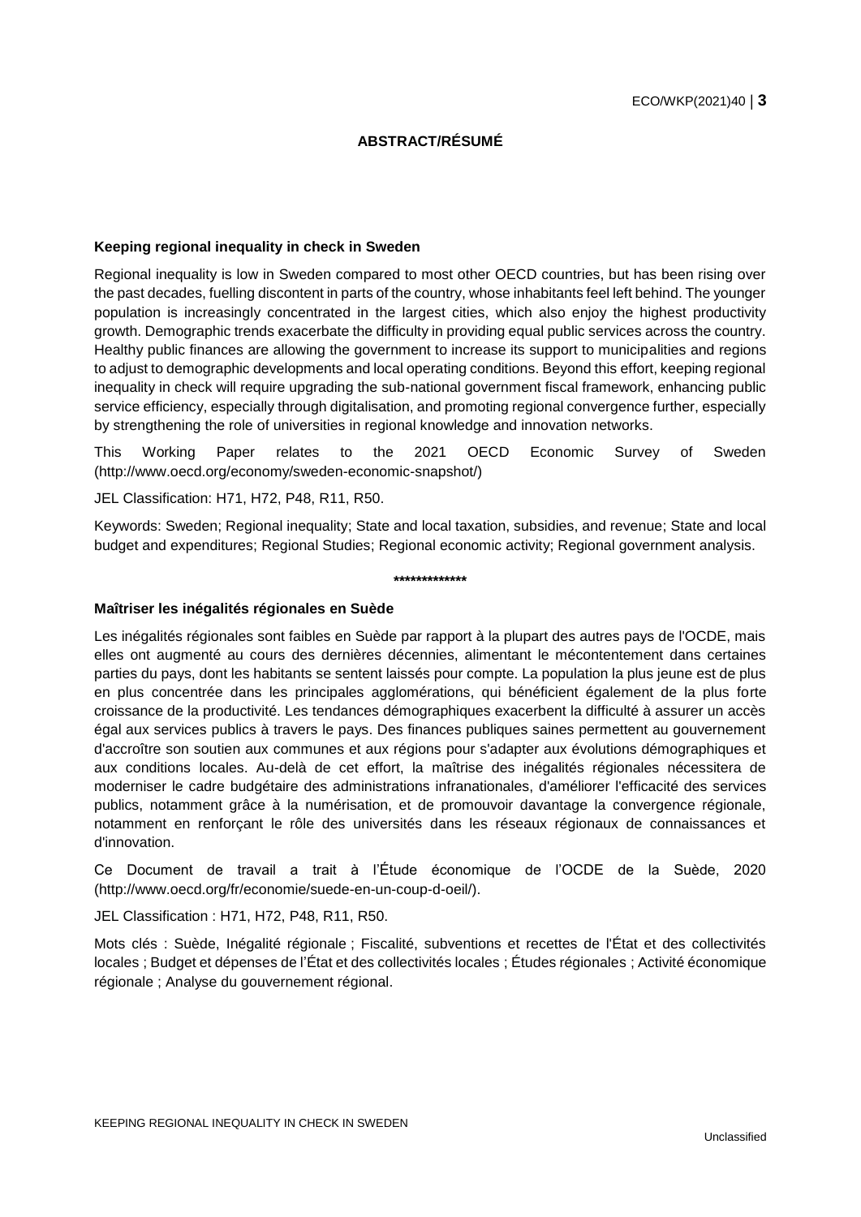**ABSTRACT/RÉSUMÉ**

**Keeping regional inequality in check in Sweden**

Regional inequality is low in Sweden compared to most other OECD countries, but has been rising over the past decades, fuelling discontent in parts of the country, whose inhabitants feel left behind. The younger population is increasingly concentrated in the largest cities, which also enjoy the highest productivity growth. Demographic trends exacerbate the difficulty in providing equal public services across the country. Healthy public finances are allowing the government to increase its support to municipalities and regions to adjust to demographic developments and local operating conditions. Beyond this effort, keeping regional inequality in check will require upgrading the sub-national government fiscal framework, enhancing public service efficiency, especially through digitalisation, and promoting regional convergence further, especially by strengthening the role of universities in regional knowledge and innovation networks.

This Working Paper relates to the 2021 OECD Economic Survey of Sweden (http://www.oecd.org/economy/sweden-economic-snapshot/)

JEL Classification: H71, H72, P48, R11, R50.

Keywords: Sweden; Regional inequality; State and local taxation, subsidies, and revenue; State and local budget and expenditures; Regional Studies; Regional economic activity; Regional government analysis.

*************

**Maîtriser les inégalités régionales en Suède**

Les inégalités régionales sont faibles en Suède par rapport à la plupart des autres pays de l'OCDE, mais elles ont augmenté au cours des dernières décennies, alimentant le mécontentement dans certaines parties du pays, dont les habitants se sentent laissés pour compte. La population la plus jeune est de plus en plus concentrée dans les principales agglomérations, qui bénéficient également de la plus forte croissance de la productivité. Les tendances démographiques exacerbent la difficulté à assurer un accès égal aux services publics à travers le pays. Des finances publiques saines permettent au gouvernement d'accroître son soutien aux communes et aux régions pour s'adapter aux évolutions démographiques et aux conditions locales. Au-delà de cet effort, la maîtrise des inégalités régionales nécessitera de moderniser le cadre budgétaire des administrations infranationales, d'améliorer l'efficacité des services publics, notamment grâce à la numérisation, et de promouvoir davantage la convergence régionale, notamment en renforçant le rôle des universités dans les réseaux régionaux de connaissances et d'innovation.

Ce Document de travail a trait à l'Étude économique de l'OCDE de la Suède, 2020 (http://www.oecd.org/fr/economie/suede-en-un-coup-d-oeil/).

JEL Classification : H71, H72, P48, R11, R50.

Mots clés : Suède, Inégalité régionale ; Fiscalité, subventions et recettes de l'État et des collectivités locales ; Budget et dépenses de l'État et des collectivités locales ; Études régionales ; Activité économique régionale ; Analyse du gouvernement régional.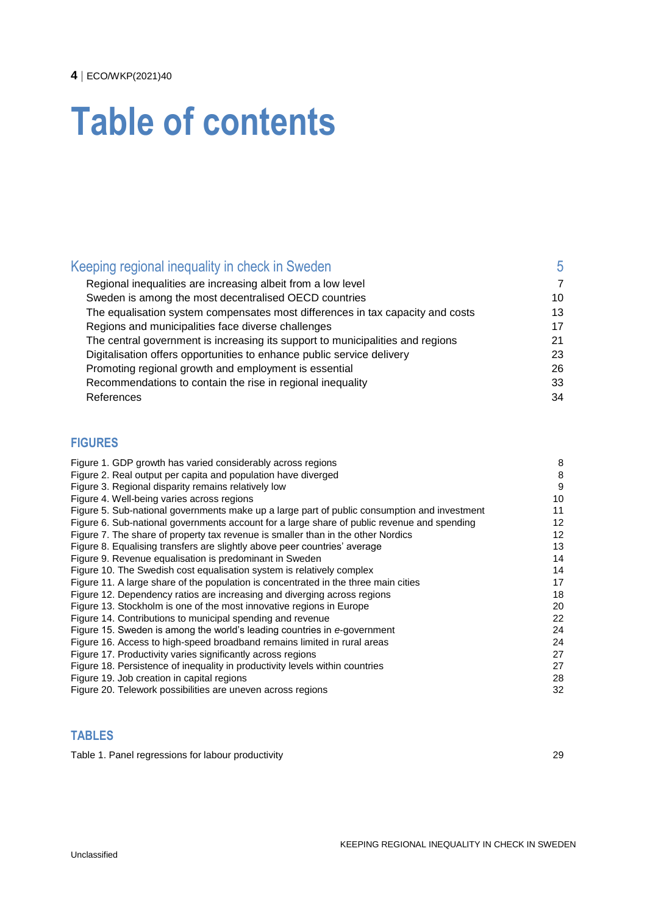# Table of contents

| | |
|---|---|
| Keeping regional inequality in check in Sweden | 5 |
| Regional inequalities are increasing albeit from a low level | 7 |
| Sweden is among the most decentralised OECD countries | 10 |
| The equalisation system compensates most differences in tax capacity and costs | 13 |
| Regions and municipalities face diverse challenges | 17 |
| The central government is increasing its support to municipalities and regions | 21 |
| Digitalisation offers opportunities to enhance public service delivery | 23 |
| Promoting regional growth and employment is essential | 26 |
| Recommendations to contain the rise in regional inequality | 33 |
| References | 34 |

## FIGURES

| | |
|---|---|
| Figure 1. GDP growth has varied considerably across regions | 8 |
| Figure 2. Real output per capita and population have diverged | 8 |
| Figure 3. Regional disparity remains relatively low | 9 |
| Figure 4. Well-being varies across regions | 10 |
| Figure 5. Sub-national governments make up a large part of public consumption and investment | 11 |
| Figure 6. Sub-national governments account for a large share of public revenue and spending | 12 |
| Figure 7. The share of property tax revenue is smaller than in the other Nordics | 12 |
| Figure 8. Equalising transfers are slightly above peer countries' average | 13 |
| Figure 9. Revenue equalisation is predominant in Sweden | 14 |
| Figure 10. The Swedish cost equalisation system is relatively complex | 14 |
| Figure 11. A large share of the population is concentrated in the three main cities | 17 |
| Figure 12. Dependency ratios are increasing and diverging across regions | 18 |
| Figure 13. Stockholm is one of the most innovative regions in Europe | 20 |
| Figure 14. Contributions to municipal spending and revenue | 22 |
| Figure 15. Sweden is among the world's leading countries in *e*-government | 24 |
| Figure 16. Access to high-speed broadband remains limited in rural areas | 24 |
| Figure 17. Productivity varies significantly across regions | 27 |
| Figure 18. Persistence of inequality in productivity levels within countries | 27 |
| Figure 19. Job creation in capital regions | 28 |
| Figure 20. Telework possibilities are uneven across regions | 32 |

## TABLES

| | |
|---|---|
| Table 1. Panel regressions for labour productivity | 29 |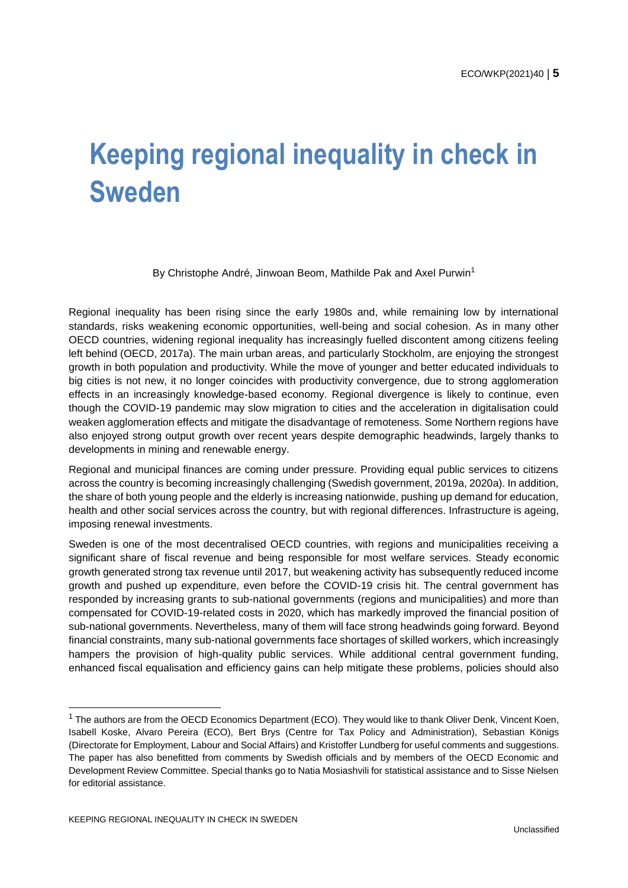# Keeping regional inequality in check in Sweden

By Christophe André, Jinwoan Beom, Mathilde Pak and Axel Purwin[1]

Regional inequality has been rising since the early 1980s and, while remaining low by international standards, risks weakening economic opportunities, well-being and social cohesion. As in many other OECD countries, widening regional inequality has increasingly fuelled discontent among citizens feeling left behind (OECD, 2017a). The main urban areas, and particularly Stockholm, are enjoying the strongest growth in both population and productivity. While the move of younger and better educated individuals to big cities is not new, it no longer coincides with productivity convergence, due to strong agglomeration effects in an increasingly knowledge-based economy. Regional divergence is likely to continue, even though the COVID-19 pandemic may slow migration to cities and the acceleration in digitalisation could weaken agglomeration effects and mitigate the disadvantage of remoteness. Some Northern regions have also enjoyed strong output growth over recent years despite demographic headwinds, largely thanks to developments in mining and renewable energy.

Regional and municipal finances are coming under pressure. Providing equal public services to citizens across the country is becoming increasingly challenging (Swedish government, 2019a, 2020a). In addition, the share of both young people and the elderly is increasing nationwide, pushing up demand for education, health and other social services across the country, but with regional differences. Infrastructure is ageing, imposing renewal investments.

Sweden is one of the most decentralised OECD countries, with regions and municipalities receiving a significant share of fiscal revenue and being responsible for most welfare services. Steady economic growth generated strong tax revenue until 2017, but weakening activity has subsequently reduced income growth and pushed up expenditure, even before the COVID-19 crisis hit. The central government has responded by increasing grants to sub-national governments (regions and municipalities) and more than compensated for COVID-19-related costs in 2020, which has markedly improved the financial position of sub-national governments. Nevertheless, many of them will face strong headwinds going forward. Beyond financial constraints, many sub-national governments face shortages of skilled workers, which increasingly hampers the provision of high-quality public services. While additional central government funding, enhanced fiscal equalisation and efficiency gains can help mitigate these problems, policies should also

[1] The authors are from the OECD Economics Department (ECO). They would like to thank Oliver Denk, Vincent Koen, Isabell Koske, Alvaro Pereira (ECO), Bert Brys (Centre for Tax Policy and Administration), Sebastian Königs (Directorate for Employment, Labour and Social Affairs) and Kristoffer Lundberg for useful comments and suggestions. The paper has also benefitted from comments by Swedish officials and by members of the OECD Economic and Development Review Committee. Special thanks go to Natia Mosiashvili for statistical assistance and to Sisse Nielsen for editorial assistance.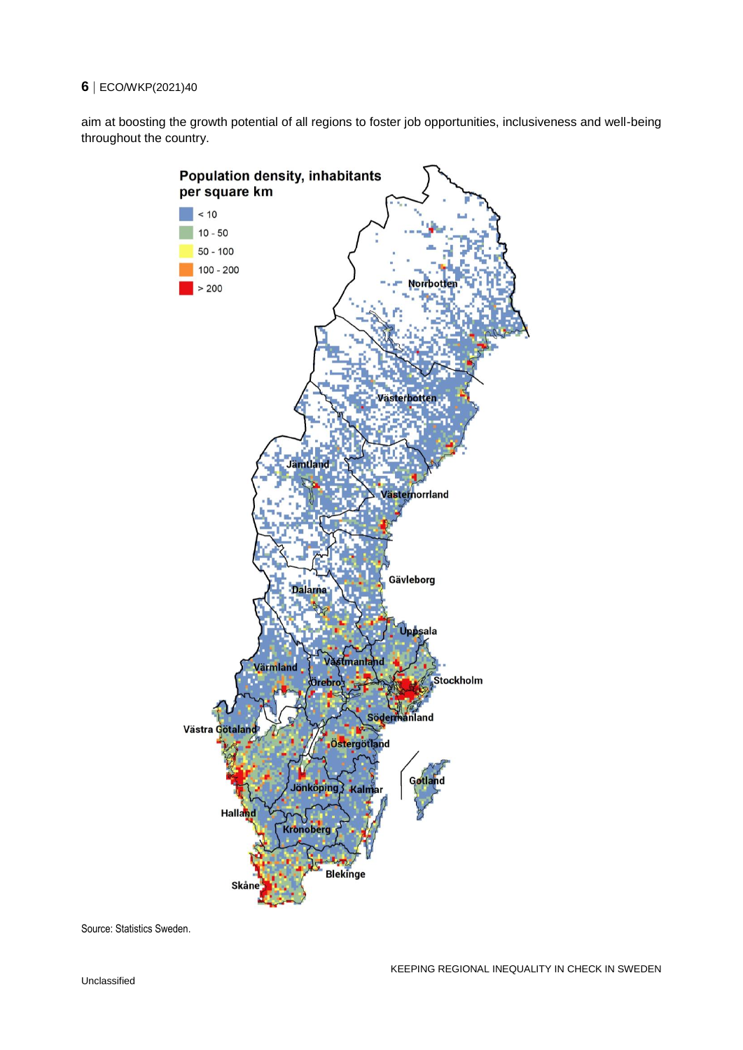aim at boosting the growth potential of all regions to foster job opportunities, inclusiveness and well-being throughout the country.

Population density, inhabitants per square km

Source: Statistics Sweden.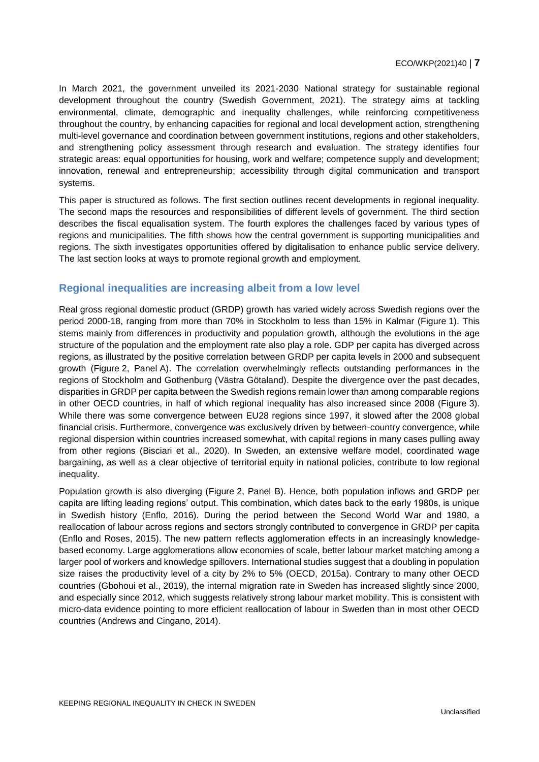In March 2021, the government unveiled its 2021-2030 National strategy for sustainable regional development throughout the country (Swedish Government, 2021). The strategy aims at tackling environmental, climate, demographic and inequality challenges, while reinforcing competitiveness throughout the country, by enhancing capacities for regional and local development action, strengthening multi-level governance and coordination between government institutions, regions and other stakeholders, and strengthening policy assessment through research and evaluation. The strategy identifies four strategic areas: equal opportunities for housing, work and welfare; competence supply and development; innovation, renewal and entrepreneurship; accessibility through digital communication and transport systems.

This paper is structured as follows. The first section outlines recent developments in regional inequality. The second maps the resources and responsibilities of different levels of government. The third section describes the fiscal equalisation system. The fourth explores the challenges faced by various types of regions and municipalities. The fifth shows how the central government is supporting municipalities and regions. The sixth investigates opportunities offered by digitalisation to enhance public service delivery. The last section looks at ways to promote regional growth and employment.

## Regional inequalities are increasing albeit from a low level

Real gross regional domestic product (GRDP) growth has varied widely across Swedish regions over the period 2000-18, ranging from more than 70% in Stockholm to less than 15% in Kalmar (Figure 1). This stems mainly from differences in productivity and population growth, although the evolutions in the age structure of the population and the employment rate also play a role. GDP per capita has diverged across regions, as illustrated by the positive correlation between GRDP per capita levels in 2000 and subsequent growth (Figure 2, Panel A). The correlation overwhelmingly reflects outstanding performances in the regions of Stockholm and Gothenburg (Västra Götaland). Despite the divergence over the past decades, disparities in GRDP per capita between the Swedish regions remain lower than among comparable regions in other OECD countries, in half of which regional inequality has also increased since 2008 (Figure 3). While there was some convergence between EU28 regions since 1997, it slowed after the 2008 global financial crisis. Furthermore, convergence was exclusively driven by between-country convergence, while regional dispersion within countries increased somewhat, with capital regions in many cases pulling away from other regions (Bisciari et al., 2020). In Sweden, an extensive welfare model, coordinated wage bargaining, as well as a clear objective of territorial equity in national policies, contribute to low regional inequality.

Population growth is also diverging (Figure 2, Panel B). Hence, both population inflows and GRDP per capita are lifting leading regions' output. This combination, which dates back to the early 1980s, is unique in Swedish history (Enflo, 2016). During the period between the Second World War and 1980, a reallocation of labour across regions and sectors strongly contributed to convergence in GRDP per capita (Enflo and Roses, 2015). The new pattern reflects agglomeration effects in an increasingly knowledge-based economy. Large agglomerations allow economies of scale, better labour market matching among a larger pool of workers and knowledge spillovers. International studies suggest that a doubling in population size raises the productivity level of a city by 2% to 5% (OECD, 2015a). Contrary to many other OECD countries (Gbohoui et al., 2019), the internal migration rate in Sweden has increased slightly since 2000, and especially since 2012, which suggests relatively strong labour market mobility. This is consistent with micro-data evidence pointing to more efficient reallocation of labour in Sweden than in most other OECD countries (Andrews and Cingano, 2014).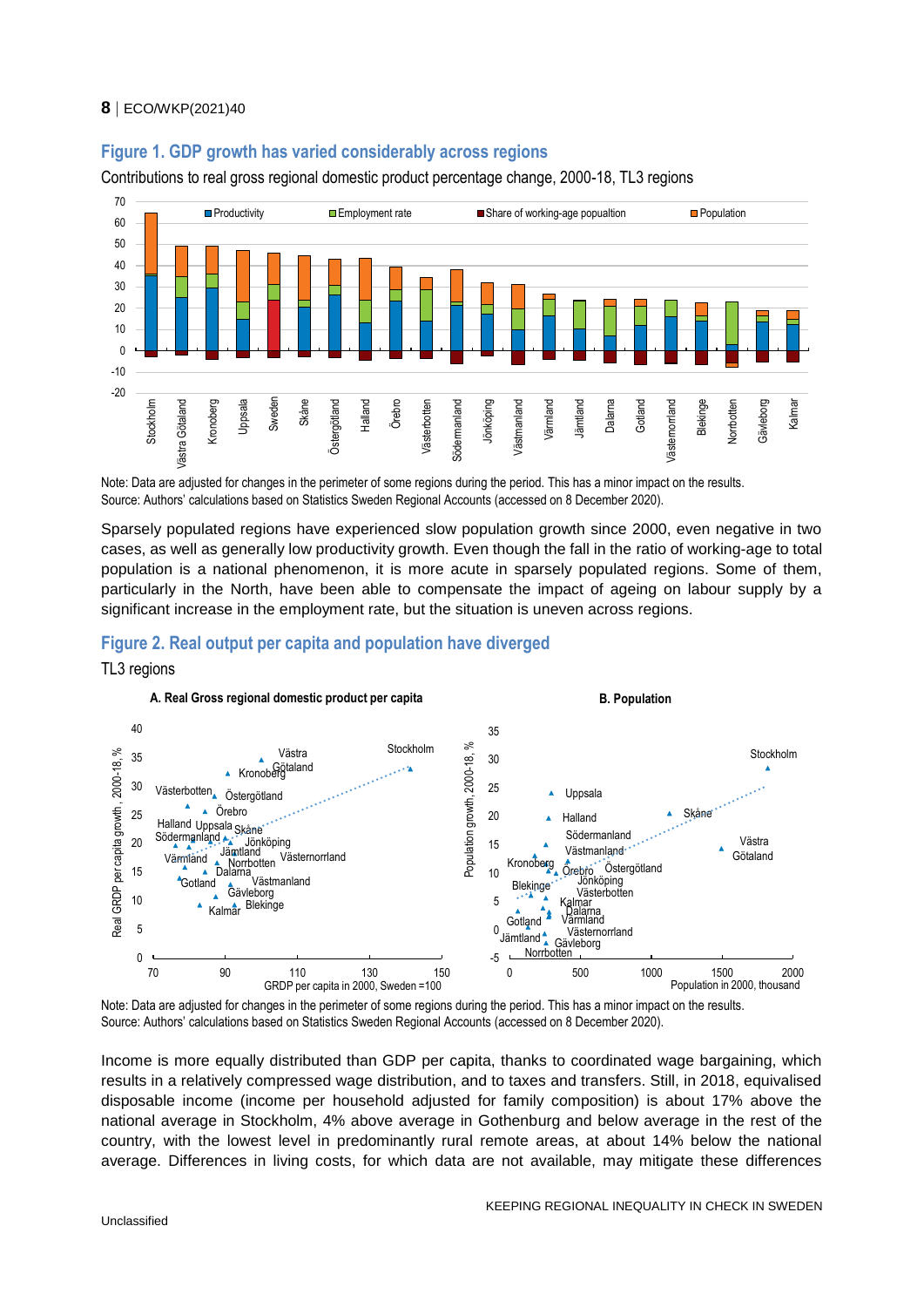### Figure 1. GDP growth has varied considerably across regions

Contributions to real gross regional domestic product percentage change, 2000-18, TL3 regions

Note: Data are adjusted for changes in the perimeter of some regions during the period. This has a minor impact on the results.
Source: Authors' calculations based on Statistics Sweden Regional Accounts (accessed on 8 December 2020).

Sparsely populated regions have experienced slow population growth since 2000, even negative in two cases, as well as generally low productivity growth. Even though the fall in the ratio of working-age to total population is a national phenomenon, it is more acute in sparsely populated regions. Some of them, particularly in the North, have been able to compensate the impact of ageing on labour supply by a significant increase in the employment rate, but the situation is uneven across regions.

### Figure 2. Real output per capita and population have diverged

TL3 regions

Note: Data are adjusted for changes in the perimeter of some regions during the period. This has a minor impact on the results.
Source: Authors' calculations based on Statistics Sweden Regional Accounts (accessed on 8 December 2020).

Income is more equally distributed than GDP per capita, thanks to coordinated wage bargaining, which results in a relatively compressed wage distribution, and to taxes and transfers. Still, in 2018, equivalised disposable income (income per household adjusted for family composition) is about 17% above the national average in Stockholm, 4% above average in Gothenburg and below average in the rest of the country, with the lowest level in predominantly rural remote areas, at about 14% below the national average. Differences in living costs, for which data are not available, may mitigate these differences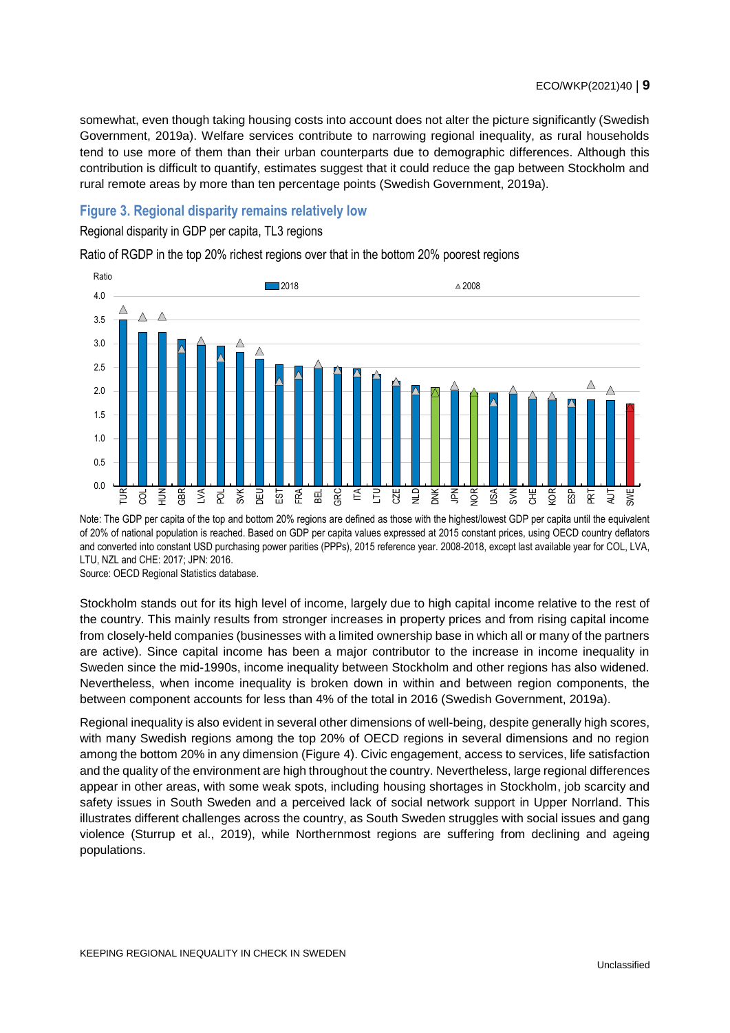somewhat, even though taking housing costs into account does not alter the picture significantly (Swedish Government, 2019a). Welfare services contribute to narrowing regional inequality, as rural households tend to use more of them than their urban counterparts due to demographic differences. Although this contribution is difficult to quantify, estimates suggest that it could reduce the gap between Stockholm and rural remote areas by more than ten percentage points (Swedish Government, 2019a).

### Figure 3. Regional disparity remains relatively low

Regional disparity in GDP per capita, TL3 regions

Ratio of RGDP in the top 20% richest regions over that in the bottom 20% poorest regions

Note: The GDP per capita of the top and bottom 20% regions are defined as those with the highest/lowest GDP per capita until the equivalent of 20% of national population is reached. Based on GDP per capita values expressed at 2015 constant prices, using OECD country deflators and converted into constant USD purchasing power parities (PPPs), 2015 reference year. 2008-2018, except last available year for COL, LVA, LTU, NZL and CHE: 2017; JPN: 2016.

Source: OECD Regional Statistics database.

Stockholm stands out for its high level of income, largely due to high capital income relative to the rest of the country. This mainly results from stronger increases in property prices and from rising capital income from closely-held companies (businesses with a limited ownership base in which all or many of the partners are active). Since capital income has been a major contributor to the increase in income inequality in Sweden since the mid-1990s, income inequality between Stockholm and other regions has also widened. Nevertheless, when income inequality is broken down in within and between region components, the between component accounts for less than 4% of the total in 2016 (Swedish Government, 2019a).

Regional inequality is also evident in several other dimensions of well-being, despite generally high scores, with many Swedish regions among the top 20% of OECD regions in several dimensions and no region among the bottom 20% in any dimension (Figure 4). Civic engagement, access to services, life satisfaction and the quality of the environment are high throughout the country. Nevertheless, large regional differences appear in other areas, with some weak spots, including housing shortages in Stockholm, job scarcity and safety issues in South Sweden and a perceived lack of social network support in Upper Norrland. This illustrates different challenges across the country, as South Sweden struggles with social issues and gang violence (Sturrup et al., 2019), while Northernmost regions are suffering from declining and ageing populations.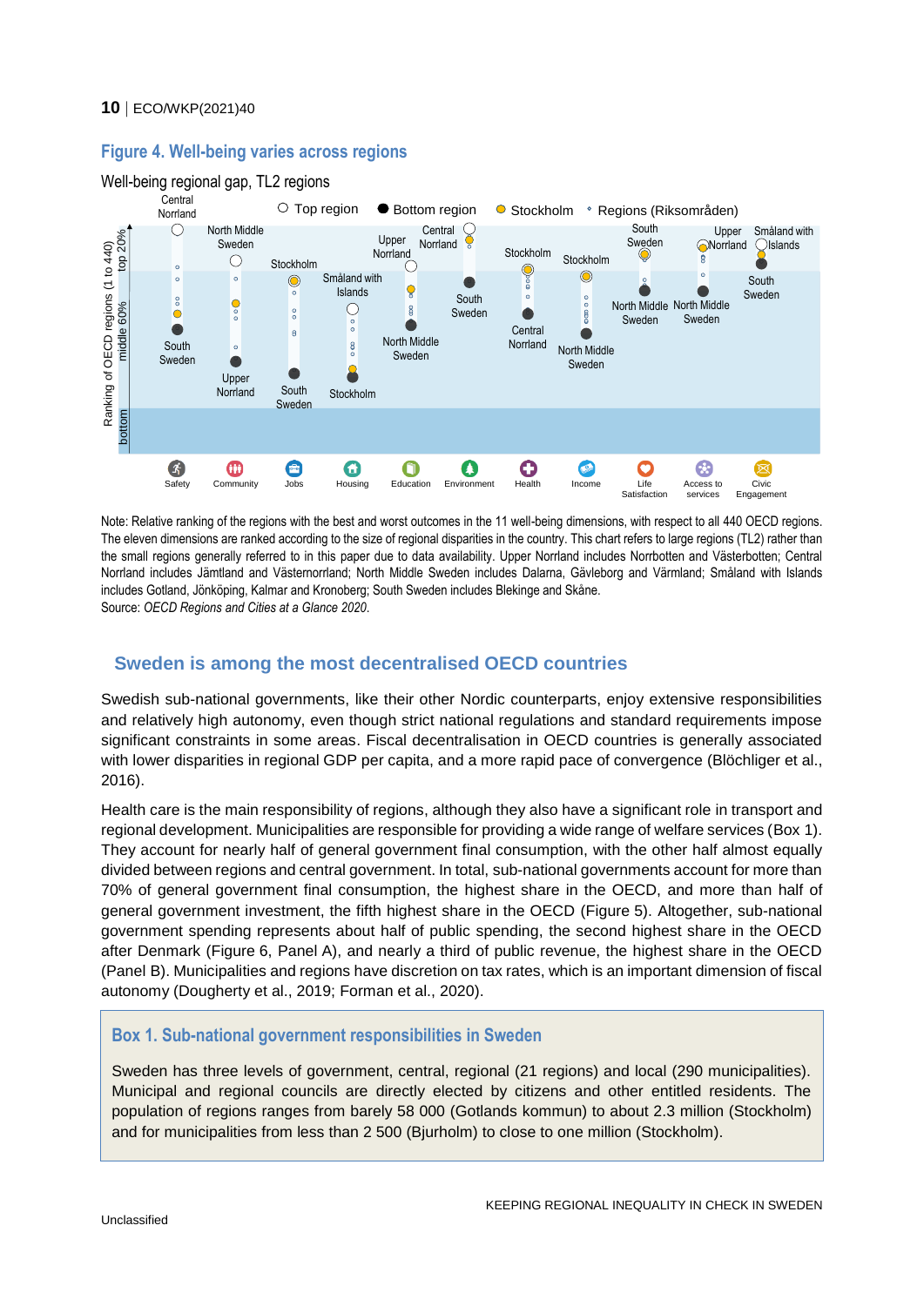## Figure 4. Well-being varies across regions

Well-being regional gap, TL2 regions

Note: Relative ranking of the regions with the best and worst outcomes in the 11 well-being dimensions, with respect to all 440 OECD regions. The eleven dimensions are ranked according to the size of regional disparities in the country. This chart refers to large regions (TL2) rather than the small regions generally referred to in this paper due to data availability. Upper Norrland includes Norrbotten and Västerbotten; Central Norrland includes Jämtland and Västernorrland; North Middle Sweden includes Dalarna, Gävleborg and Värmland; Småland with Islands includes Gotland, Jönköping, Kalmar and Kronoberg; South Sweden includes Blekinge and Skåne.

Source: *OECD Regions and Cities at a Glance 2020.*

## Sweden is among the most decentralised OECD countries

Swedish sub-national governments, like their other Nordic counterparts, enjoy extensive responsibilities and relatively high autonomy, even though strict national regulations and standard requirements impose significant constraints in some areas. Fiscal decentralisation in OECD countries is generally associated with lower disparities in regional GDP per capita, and a more rapid pace of convergence (Blöchliger et al., 2016).

Health care is the main responsibility of regions, although they also have a significant role in transport and regional development. Municipalities are responsible for providing a wide range of welfare services (Box 1). They account for nearly half of general government final consumption, with the other half almost equally divided between regions and central government. In total, sub-national governments account for more than 70% of general government final consumption, the highest share in the OECD, and more than half of general government investment, the fifth highest share in the OECD (Figure 5). Altogether, sub-national government spending represents about half of public spending, the second highest share in the OECD after Denmark (Figure 6, Panel A), and nearly a third of public revenue, the highest share in the OECD (Panel B). Municipalities and regions have discretion on tax rates, which is an important dimension of fiscal autonomy (Dougherty et al., 2019; Forman et al., 2020).

### Box 1. Sub-national government responsibilities in Sweden

Sweden has three levels of government, central, regional (21 regions) and local (290 municipalities). Municipal and regional councils are directly elected by citizens and other entitled residents. The population of regions ranges from barely 58 000 (Gotlands kommun) to about 2.3 million (Stockholm) and for municipalities from less than 2 500 (Bjurholm) to close to one million (Stockholm).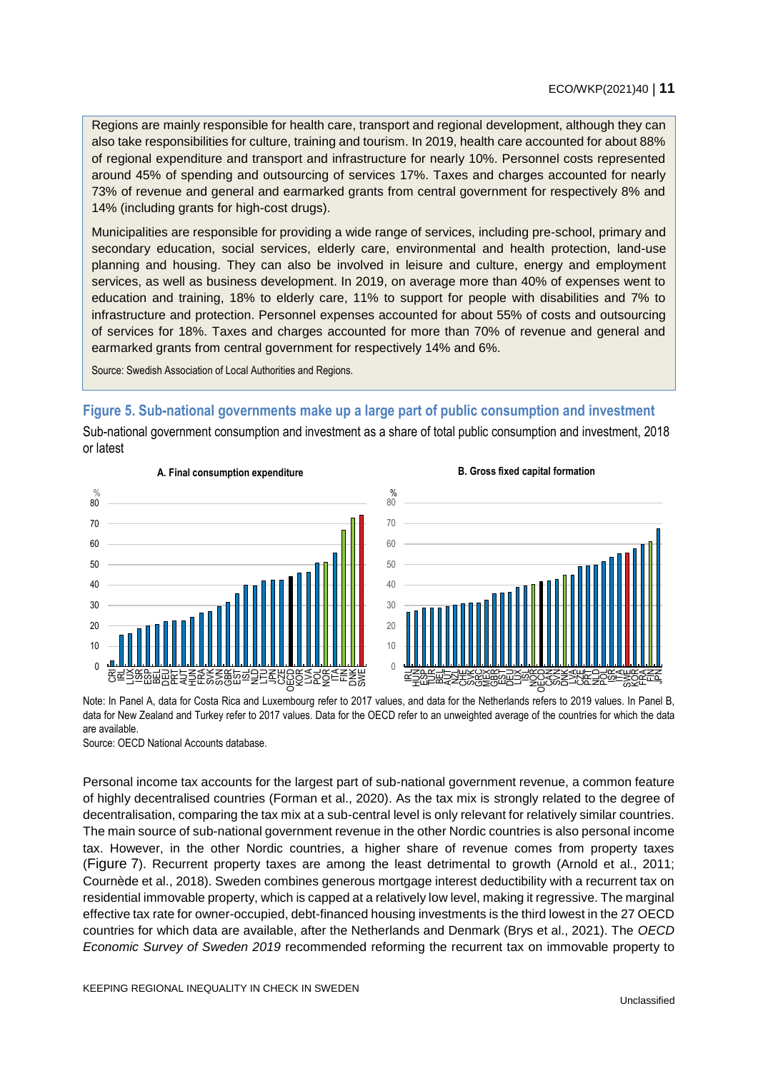Regions are mainly responsible for health care, transport and regional development, although they can also take responsibilities for culture, training and tourism. In 2019, health care accounted for about 88% of regional expenditure and transport and infrastructure for nearly 10%. Personnel costs represented around 45% of spending and outsourcing of services 17%. Taxes and charges accounted for nearly 73% of revenue and general and earmarked grants from central government for respectively 8% and 14% (including grants for high-cost drugs).

Municipalities are responsible for providing a wide range of services, including pre-school, primary and secondary education, social services, elderly care, environmental and health protection, land-use planning and housing. They can also be involved in leisure and culture, energy and employment services, as well as business development. In 2019, on average more than 40% of expenses went to education and training, 18% to elderly care, 11% to support for people with disabilities and 7% to infrastructure and protection. Personnel expenses accounted for about 55% of costs and outsourcing of services for 18%. Taxes and charges accounted for more than 70% of revenue and general and earmarked grants from central government for respectively 14% and 6%.

Source: Swedish Association of Local Authorities and Regions.

**Figure 5. Sub-national governments make up a large part of public consumption and investment**

Sub-national government consumption and investment as a share of total public consumption and investment, 2018 or latest

Note: In Panel A, data for Costa Rica and Luxembourg refer to 2017 values, and data for the Netherlands refers to 2019 values. In Panel B, data for New Zealand and Turkey refer to 2017 values. Data for the OECD refer to an unweighted average of the countries for which the data are available.

Source: OECD National Accounts database.

Personal income tax accounts for the largest part of sub-national government revenue, a common feature of highly decentralised countries (Forman et al., 2020). As the tax mix is strongly related to the degree of decentralisation, comparing the tax mix at a sub-central level is only relevant for relatively similar countries. The main source of sub-national government revenue in the other Nordic countries is also personal income tax. However, in the other Nordic countries, a higher share of revenue comes from property taxes (Figure 7). Recurrent property taxes are among the least detrimental to growth (Arnold et al., 2011; Cournède et al., 2018). Sweden combines generous mortgage interest deductibility with a recurrent tax on residential immovable property, which is capped at a relatively low level, making it regressive. The marginal effective tax rate for owner-occupied, debt-financed housing investments is the third lowest in the 27 OECD countries for which data are available, after the Netherlands and Denmark (Brys et al., 2021). The *OECD Economic Survey of Sweden 2019* recommended reforming the recurrent tax on immovable property to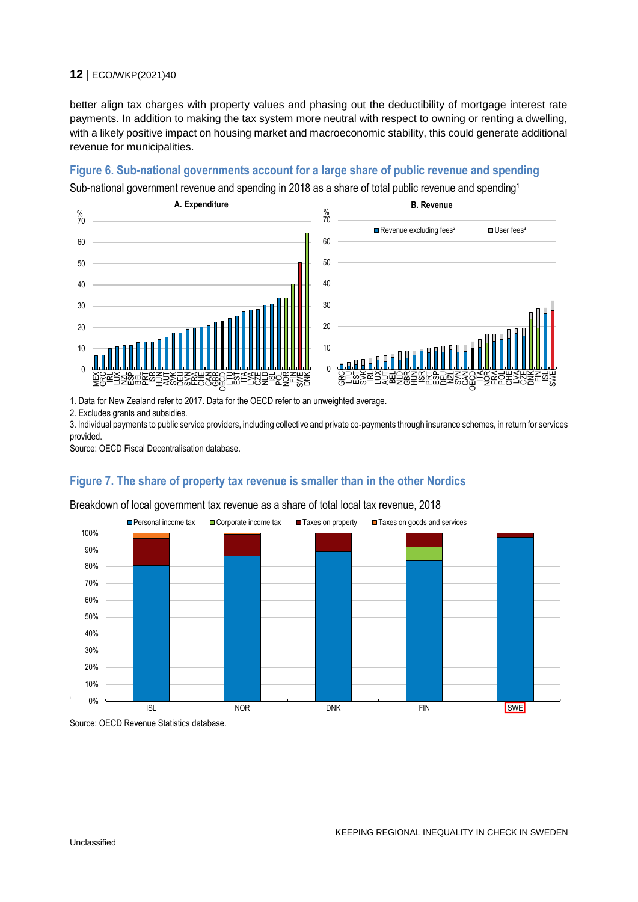better align tax charges with property values and phasing out the deductibility of mortgage interest rate payments. In addition to making the tax system more neutral with respect to owning or renting a dwelling, with a likely positive impact on housing market and macroeconomic stability, this could generate additional revenue for municipalities.

### Figure 6. Sub-national governments account for a large share of public revenue and spending

Sub-national government revenue and spending in 2018 as a share of total public revenue and spending[1]

1. Data for New Zealand refer to 2017. Data for the OECD refer to an unweighted average.

2. Excludes grants and subsidies.

3. Individual payments to public service providers, including collective and private co-payments through insurance schemes, in return for services provided.

Source: OECD Fiscal Decentralisation database.

### Figure 7. The share of property tax revenue is smaller than in the other Nordics

Breakdown of local government tax revenue as a share of total local tax revenue, 2018

Source: OECD Revenue Statistics database.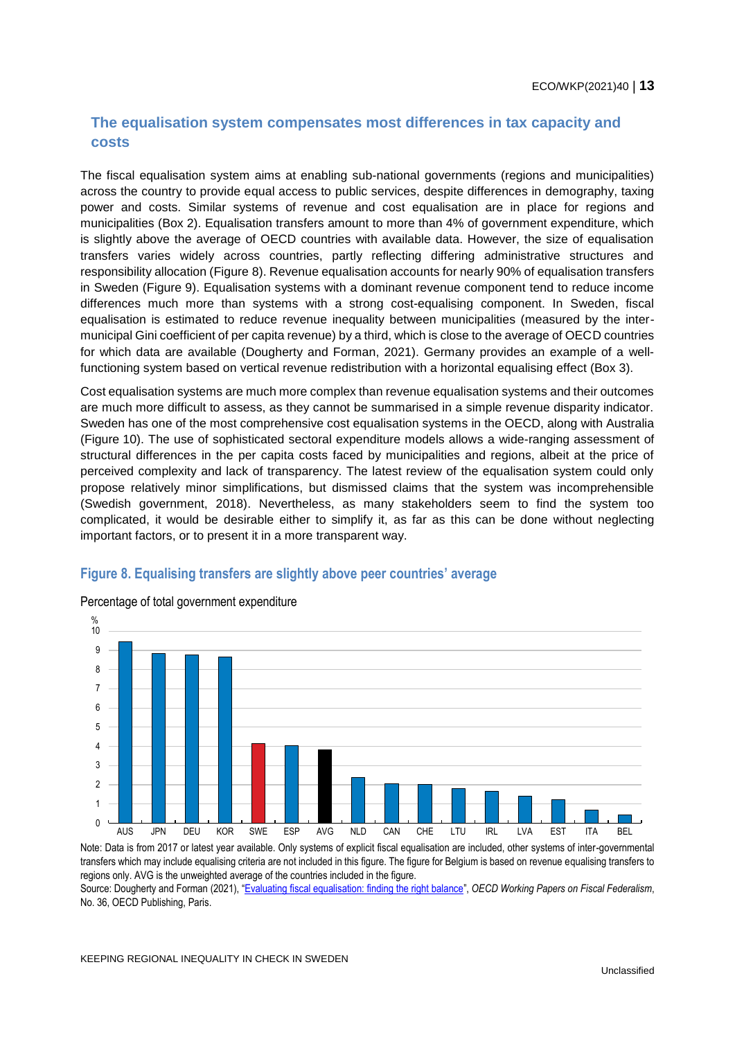## The equalisation system compensates most differences in tax capacity and costs

The fiscal equalisation system aims at enabling sub-national governments (regions and municipalities) across the country to provide equal access to public services, despite differences in demography, taxing power and costs. Similar systems of revenue and cost equalisation are in place for regions and municipalities (Box 2). Equalisation transfers amount to more than 4% of government expenditure, which is slightly above the average of OECD countries with available data. However, the size of equalisation transfers varies widely across countries, partly reflecting differing administrative structures and responsibility allocation (Figure 8). Revenue equalisation accounts for nearly 90% of equalisation transfers in Sweden (Figure 9). Equalisation systems with a dominant revenue component tend to reduce income differences much more than systems with a strong cost-equalising component. In Sweden, fiscal equalisation is estimated to reduce revenue inequality between municipalities (measured by the inter-municipal Gini coefficient of per capita revenue) by a third, which is close to the average of OECD countries for which data are available (Dougherty and Forman, 2021). Germany provides an example of a well-functioning system based on vertical revenue redistribution with a horizontal equalising effect (Box 3).

Cost equalisation systems are much more complex than revenue equalisation systems and their outcomes are much more difficult to assess, as they cannot be summarised in a simple revenue disparity indicator. Sweden has one of the most comprehensive cost equalisation systems in the OECD, along with Australia (Figure 10). The use of sophisticated sectoral expenditure models allows a wide-ranging assessment of structural differences in the per capita costs faced by municipalities and regions, albeit at the price of perceived complexity and lack of transparency. The latest review of the equalisation system could only propose relatively minor simplifications, but dismissed claims that the system was incomprehensible (Swedish government, 2018). Nevertheless, as many stakeholders seem to find the system too complicated, it would be desirable either to simplify it, as far as this can be done without neglecting important factors, or to present it in a more transparent way.

### Figure 8. Equalising transfers are slightly above peer countries' average

Percentage of total government expenditure

| Country | % |
|---|---|
| AUS | 9.4 |
| JPN | 8.8 |
| DEU | 8.8 |
| KOR | 8.6 |
| SWE | 4.1 |
| ESP | 4.0 |
| AVG | 3.8 |
| NLD | 2.4 |
| CAN | 2.0 |
| CHE | 2.0 |
| LTU | 1.8 |
| IRL | 1.7 |
| LVA | 1.4 |
| EST | 1.2 |
| ITA | 0.7 |
| BEL | 0.4 |

Note: Data is from 2017 or latest year available. Only systems of explicit fiscal equalisation are included, other systems of inter-governmental transfers which may include equalising criteria are not included in this figure. The figure for Belgium is based on revenue equalising transfers to regions only. AVG is the unweighted average of the countries included in the figure.

Source: Dougherty and Forman (2021), "Evaluating fiscal equalisation: finding the right balance", *OECD Working Papers on Fiscal Federalism*, No. 36, OECD Publishing, Paris.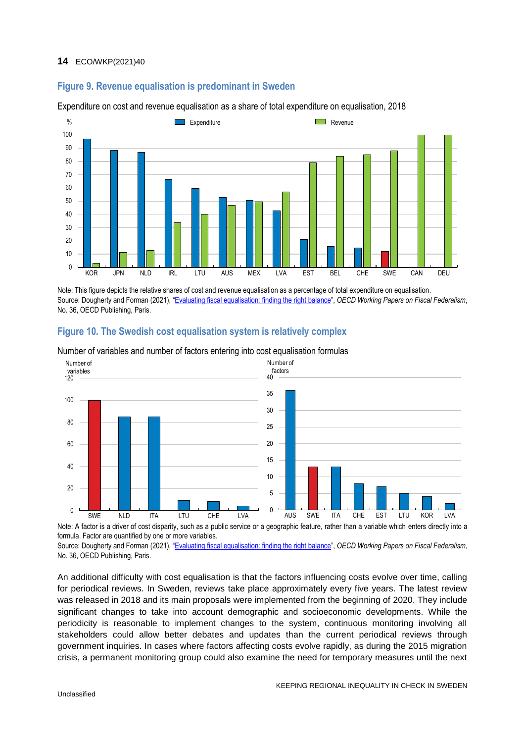## Figure 9. Revenue equalisation is predominant in Sweden

Expenditure on cost and revenue equalisation as a share of total expenditure on equalisation, 2018

Note: This figure depicts the relative shares of cost and revenue equalisation as a percentage of total expenditure on equalisation.
Source: Dougherty and Forman (2021), "Evaluating fiscal equalisation: finding the right balance", *OECD Working Papers on Fiscal Federalism*, No. 36, OECD Publishing, Paris.

## Figure 10. The Swedish cost equalisation system is relatively complex

Number of variables and number of factors entering into cost equalisation formulas

Note: A factor is a driver of cost disparity, such as a public service or a geographic feature, rather than a variable which enters directly into a formula. Factor are quantified by one or more variables.
Source: Dougherty and Forman (2021), "Evaluating fiscal equalisation: finding the right balance", *OECD Working Papers on Fiscal Federalism*, No. 36, OECD Publishing, Paris.

An additional difficulty with cost equalisation is that the factors influencing costs evolve over time, calling for periodical reviews. In Sweden, reviews take place approximately every five years. The latest review was released in 2018 and its main proposals were implemented from the beginning of 2020. They include significant changes to take into account demographic and socioeconomic developments. While the periodicity is reasonable to implement changes to the system, continuous monitoring involving all stakeholders could allow better debates and updates than the current periodical reviews through government inquiries. In cases where factors affecting costs evolve rapidly, as during the 2015 migration crisis, a permanent monitoring group could also examine the need for temporary measures until the next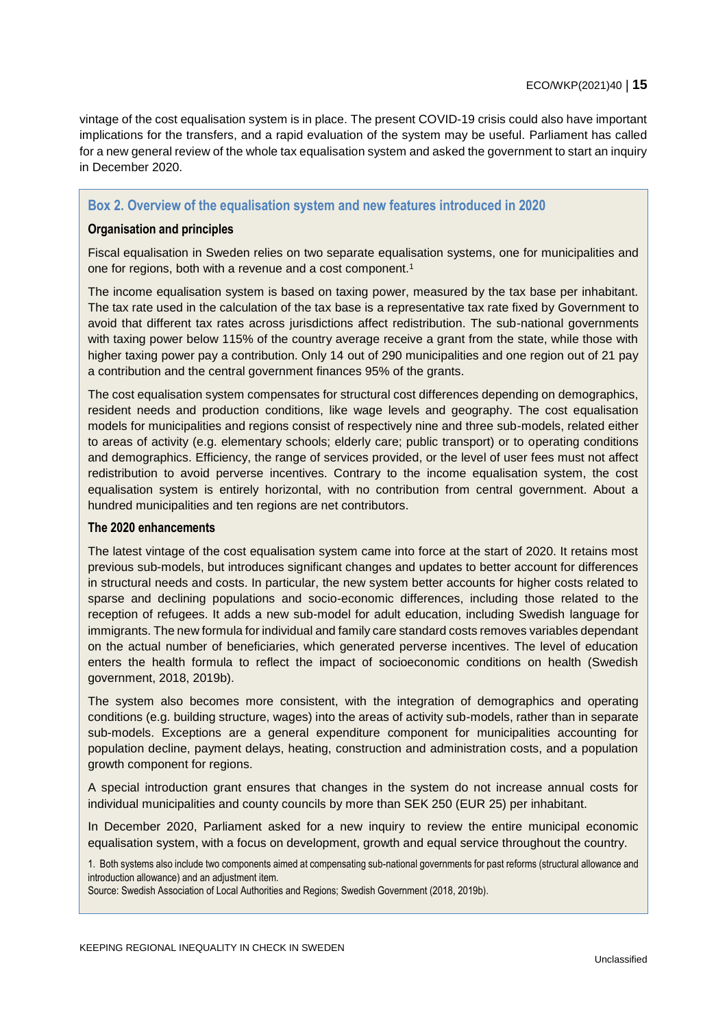vintage of the cost equalisation system is in place. The present COVID-19 crisis could also have important implications for the transfers, and a rapid evaluation of the system may be useful. Parliament has called for a new general review of the whole tax equalisation system and asked the government to start an inquiry in December 2020.

### Box 2. Overview of the equalisation system and new features introduced in 2020

#### Organisation and principles

Fiscal equalisation in Sweden relies on two separate equalisation systems, one for municipalities and one for regions, both with a revenue and a cost component.[1]

The income equalisation system is based on taxing power, measured by the tax base per inhabitant. The tax rate used in the calculation of the tax base is a representative tax rate fixed by Government to avoid that different tax rates across jurisdictions affect redistribution. The sub-national governments with taxing power below 115% of the country average receive a grant from the state, while those with higher taxing power pay a contribution. Only 14 out of 290 municipalities and one region out of 21 pay a contribution and the central government finances 95% of the grants.

The cost equalisation system compensates for structural cost differences depending on demographics, resident needs and production conditions, like wage levels and geography. The cost equalisation models for municipalities and regions consist of respectively nine and three sub-models, related either to areas of activity (e.g. elementary schools; elderly care; public transport) or to operating conditions and demographics. Efficiency, the range of services provided, or the level of user fees must not affect redistribution to avoid perverse incentives. Contrary to the income equalisation system, the cost equalisation system is entirely horizontal, with no contribution from central government. About a hundred municipalities and ten regions are net contributors.

#### The 2020 enhancements

The latest vintage of the cost equalisation system came into force at the start of 2020. It retains most previous sub-models, but introduces significant changes and updates to better account for differences in structural needs and costs. In particular, the new system better accounts for higher costs related to sparse and declining populations and socio-economic differences, including those related to the reception of refugees. It adds a new sub-model for adult education, including Swedish language for immigrants. The new formula for individual and family care standard costs removes variables dependant on the actual number of beneficiaries, which generated perverse incentives. The level of education enters the health formula to reflect the impact of socioeconomic conditions on health (Swedish government, 2018, 2019b).

The system also becomes more consistent, with the integration of demographics and operating conditions (e.g. building structure, wages) into the areas of activity sub-models, rather than in separate sub-models. Exceptions are a general expenditure component for municipalities accounting for population decline, payment delays, heating, construction and administration costs, and a population growth component for regions.

A special introduction grant ensures that changes in the system do not increase annual costs for individual municipalities and county councils by more than SEK 250 (EUR 25) per inhabitant.

In December 2020, Parliament asked for a new inquiry to review the entire municipal economic equalisation system, with a focus on development, growth and equal service throughout the country.

1. Both systems also include two components aimed at compensating sub-national governments for past reforms (structural allowance and introduction allowance) and an adjustment item.

Source: Swedish Association of Local Authorities and Regions; Swedish Government (2018, 2019b).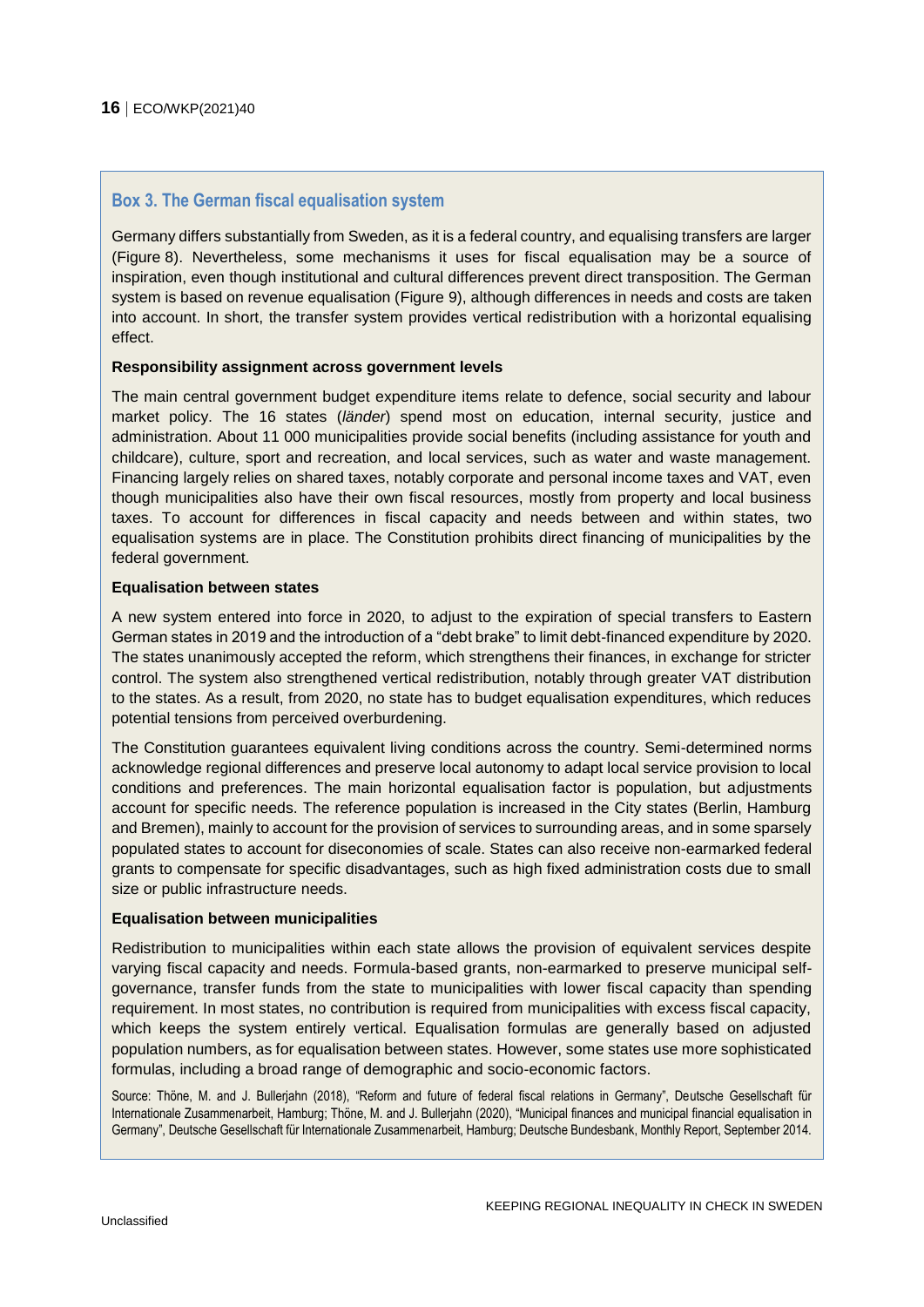### Box 3. The German fiscal equalisation system

Germany differs substantially from Sweden, as it is a federal country, and equalising transfers are larger (Figure 8). Nevertheless, some mechanisms it uses for fiscal equalisation may be a source of inspiration, even though institutional and cultural differences prevent direct transposition. The German system is based on revenue equalisation (Figure 9), although differences in needs and costs are taken into account. In short, the transfer system provides vertical redistribution with a horizontal equalising effect.

**Responsibility assignment across government levels**

The main central government budget expenditure items relate to defence, social security and labour market policy. The 16 states (*länder*) spend most on education, internal security, justice and administration. About 11 000 municipalities provide social benefits (including assistance for youth and childcare), culture, sport and recreation, and local services, such as water and waste management. Financing largely relies on shared taxes, notably corporate and personal income taxes and VAT, even though municipalities also have their own fiscal resources, mostly from property and local business taxes. To account for differences in fiscal capacity and needs between and within states, two equalisation systems are in place. The Constitution prohibits direct financing of municipalities by the federal government.

**Equalisation between states**

A new system entered into force in 2020, to adjust to the expiration of special transfers to Eastern German states in 2019 and the introduction of a "debt brake" to limit debt-financed expenditure by 2020. The states unanimously accepted the reform, which strengthens their finances, in exchange for stricter control. The system also strengthened vertical redistribution, notably through greater VAT distribution to the states. As a result, from 2020, no state has to budget equalisation expenditures, which reduces potential tensions from perceived overburdening.

The Constitution guarantees equivalent living conditions across the country. Semi-determined norms acknowledge regional differences and preserve local autonomy to adapt local service provision to local conditions and preferences. The main horizontal equalisation factor is population, but adjustments account for specific needs. The reference population is increased in the City states (Berlin, Hamburg and Bremen), mainly to account for the provision of services to surrounding areas, and in some sparsely populated states to account for diseconomies of scale. States can also receive non-earmarked federal grants to compensate for specific disadvantages, such as high fixed administration costs due to small size or public infrastructure needs.

**Equalisation between municipalities**

Redistribution to municipalities within each state allows the provision of equivalent services despite varying fiscal capacity and needs. Formula-based grants, non-earmarked to preserve municipal self-governance, transfer funds from the state to municipalities with lower fiscal capacity than spending requirement. In most states, no contribution is required from municipalities with excess fiscal capacity, which keeps the system entirely vertical. Equalisation formulas are generally based on adjusted population numbers, as for equalisation between states. However, some states use more sophisticated formulas, including a broad range of demographic and socio-economic factors.

Source: Thöne, M. and J. Bullerjahn (2018), "Reform and future of federal fiscal relations in Germany", Deutsche Gesellschaft für Internationale Zusammenarbeit, Hamburg; Thöne, M. and J. Bullerjahn (2020), "Municipal finances and municipal financial equalisation in Germany", Deutsche Gesellschaft für Internationale Zusammenarbeit, Hamburg; Deutsche Bundesbank, Monthly Report, September 2014.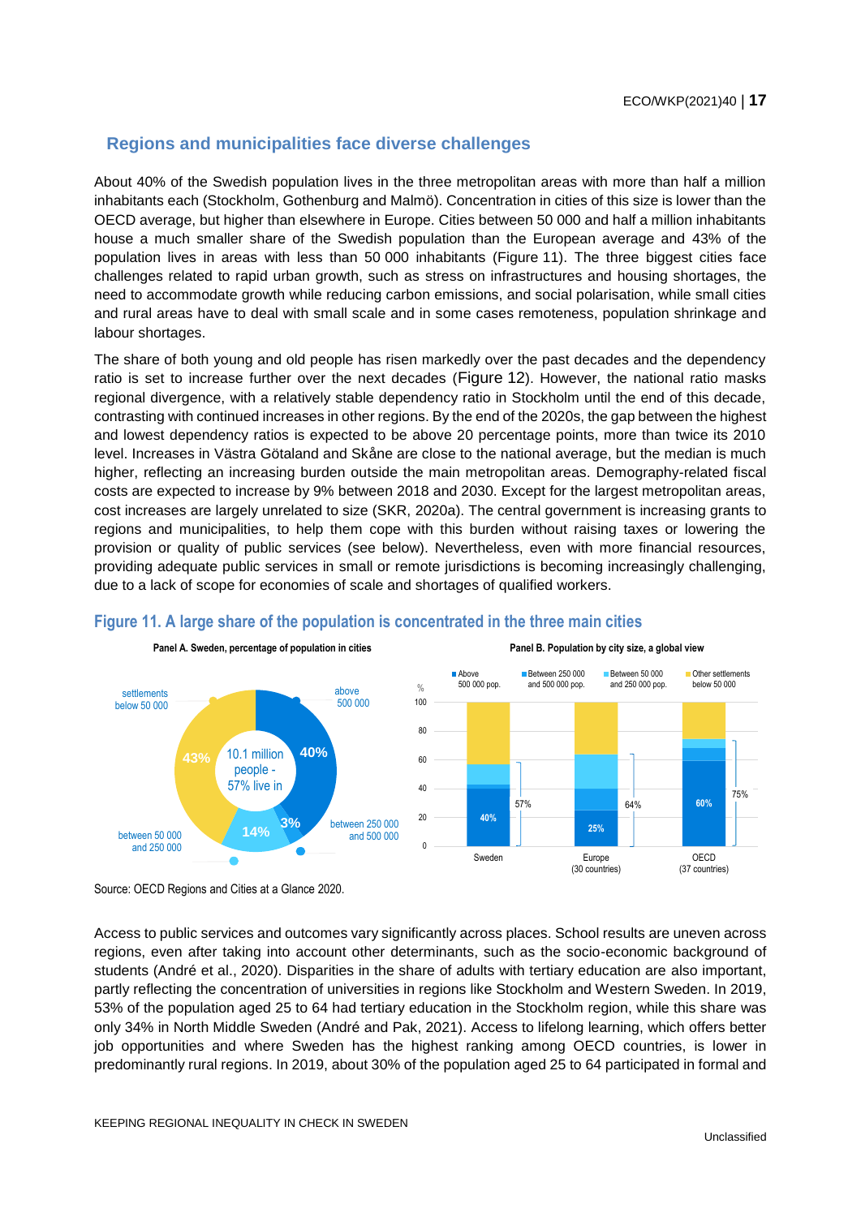## Regions and municipalities face diverse challenges

About 40% of the Swedish population lives in the three metropolitan areas with more than half a million inhabitants each (Stockholm, Gothenburg and Malmö). Concentration in cities of this size is lower than the OECD average, but higher than elsewhere in Europe. Cities between 50 000 and half a million inhabitants house a much smaller share of the Swedish population than the European average and 43% of the population lives in areas with less than 50 000 inhabitants (Figure 11). The three biggest cities face challenges related to rapid urban growth, such as stress on infrastructures and housing shortages, the need to accommodate growth while reducing carbon emissions, and social polarisation, while small cities and rural areas have to deal with small scale and in some cases remoteness, population shrinkage and labour shortages.

The share of both young and old people has risen markedly over the past decades and the dependency ratio is set to increase further over the next decades (Figure 12). However, the national ratio masks regional divergence, with a relatively stable dependency ratio in Stockholm until the end of this decade, contrasting with continued increases in other regions. By the end of the 2020s, the gap between the highest and lowest dependency ratios is expected to be above 20 percentage points, more than twice its 2010 level. Increases in Västra Götaland and Skåne are close to the national average, but the median is much higher, reflecting an increasing burden outside the main metropolitan areas. Demography-related fiscal costs are expected to increase by 9% between 2018 and 2030. Except for the largest metropolitan areas, cost increases are largely unrelated to size (SKR, 2020a). The central government is increasing grants to regions and municipalities, to help them cope with this burden without raising taxes or lowering the provision or quality of public services (see below). Nevertheless, even with more financial resources, providing adequate public services in small or remote jurisdictions is becoming increasingly challenging, due to a lack of scope for economies of scale and shortages of qualified workers.

### Figure 11. A large share of the population is concentrated in the three main cities

Panel A. Sweden, percentage of population in cities

| City size | Share |
|---|---|
| above 500 000 | 40% |
| between 250 000 and 500 000 | 3% |
| between 50 000 and 250 000 | 14% |
| settlements below 50 000 | 43% |

10.1 million people - 57% live in cities

Panel B. Population by city size, a global view

| | Sweden | Europe (30 countries) | OECD (37 countries) |
|---|---|---|---|
| Above 500 000 pop. | 40% | 25% | 60% |
| Total in cities of 50 000 pop. and above | 57% | 64% | 75% |

Source: OECD Regions and Cities at a Glance 2020.

Access to public services and outcomes vary significantly across places. School results are uneven across regions, even after taking into account other determinants, such as the socio-economic background of students (André et al., 2020). Disparities in the share of adults with tertiary education are also important, partly reflecting the concentration of universities in regions like Stockholm and Western Sweden. In 2019, 53% of the population aged 25 to 64 had tertiary education in the Stockholm region, while this share was only 34% in North Middle Sweden (André and Pak, 2021). Access to lifelong learning, which offers better job opportunities and where Sweden has the highest ranking among OECD countries, is lower in predominantly rural regions. In 2019, about 30% of the population aged 25 to 64 participated in formal and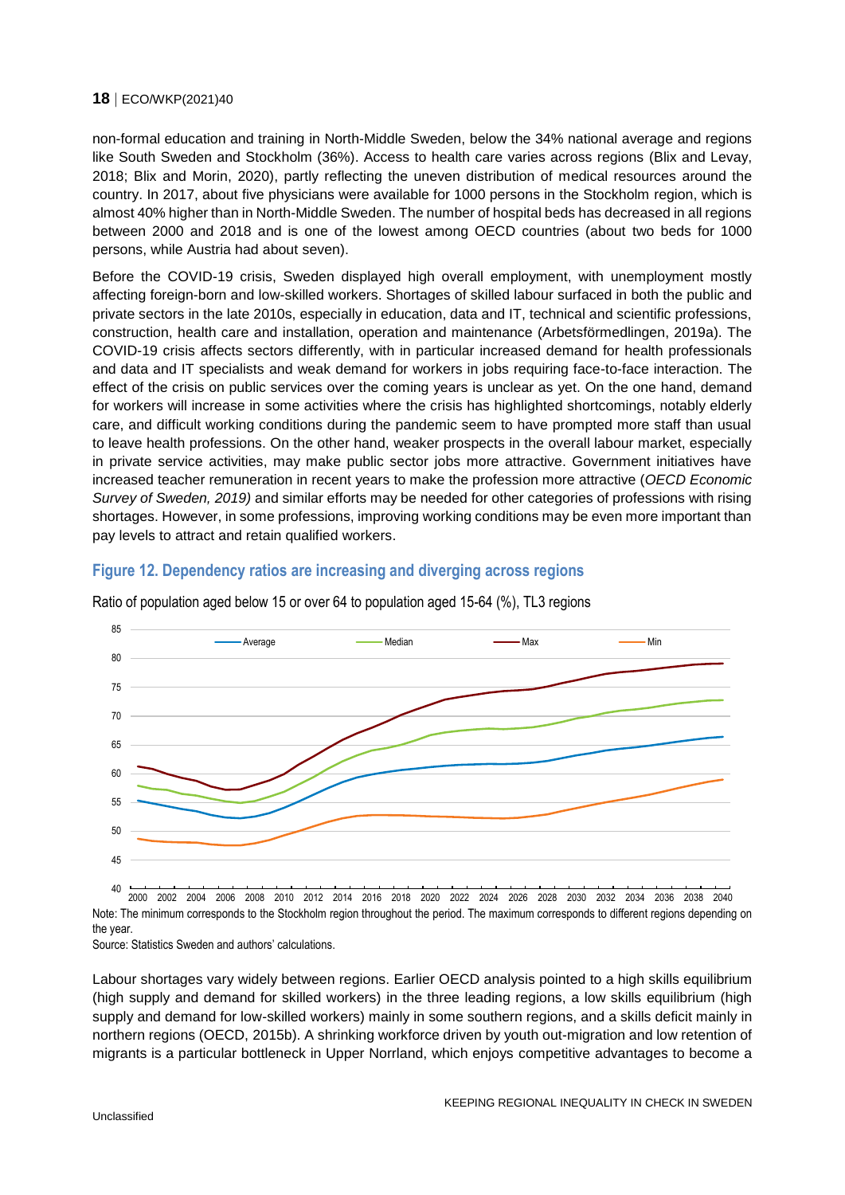non-formal education and training in North-Middle Sweden, below the 34% national average and regions like South Sweden and Stockholm (36%). Access to health care varies across regions (Blix and Levay, 2018; Blix and Morin, 2020), partly reflecting the uneven distribution of medical resources around the country. In 2017, about five physicians were available for 1000 persons in the Stockholm region, which is almost 40% higher than in North-Middle Sweden. The number of hospital beds has decreased in all regions between 2000 and 2018 and is one of the lowest among OECD countries (about two beds for 1000 persons, while Austria had about seven).

Before the COVID-19 crisis, Sweden displayed high overall employment, with unemployment mostly affecting foreign-born and low-skilled workers. Shortages of skilled labour surfaced in both the public and private sectors in the late 2010s, especially in education, data and IT, technical and scientific professions, construction, health care and installation, operation and maintenance (Arbetsförmedlingen, 2019a). The COVID-19 crisis affects sectors differently, with in particular increased demand for health professionals and data and IT specialists and weak demand for workers in jobs requiring face-to-face interaction. The effect of the crisis on public services over the coming years is unclear as yet. On the one hand, demand for workers will increase in some activities where the crisis has highlighted shortcomings, notably elderly care, and difficult working conditions during the pandemic seem to have prompted more staff than usual to leave health professions. On the other hand, weaker prospects in the overall labour market, especially in private service activities, may make public sector jobs more attractive. Government initiatives have increased teacher remuneration in recent years to make the profession more attractive (*OECD Economic Survey of Sweden, 2019)* and similar efforts may be needed for other categories of professions with rising shortages. However, in some professions, improving working conditions may be even more important than pay levels to attract and retain qualified workers.

### Figure 12. Dependency ratios are increasing and diverging across regions

Ratio of population aged below 15 or over 64 to population aged 15-64 (%), TL3 regions

Note: The minimum corresponds to the Stockholm region throughout the period. The maximum corresponds to different regions depending on the year.

Source: Statistics Sweden and authors' calculations.

Labour shortages vary widely between regions. Earlier OECD analysis pointed to a high skills equilibrium (high supply and demand for skilled workers) in the three leading regions, a low skills equilibrium (high supply and demand for low-skilled workers) mainly in some southern regions, and a skills deficit mainly in northern regions (OECD, 2015b). A shrinking workforce driven by youth out-migration and low retention of migrants is a particular bottleneck in Upper Norrland, which enjoys competitive advantages to become a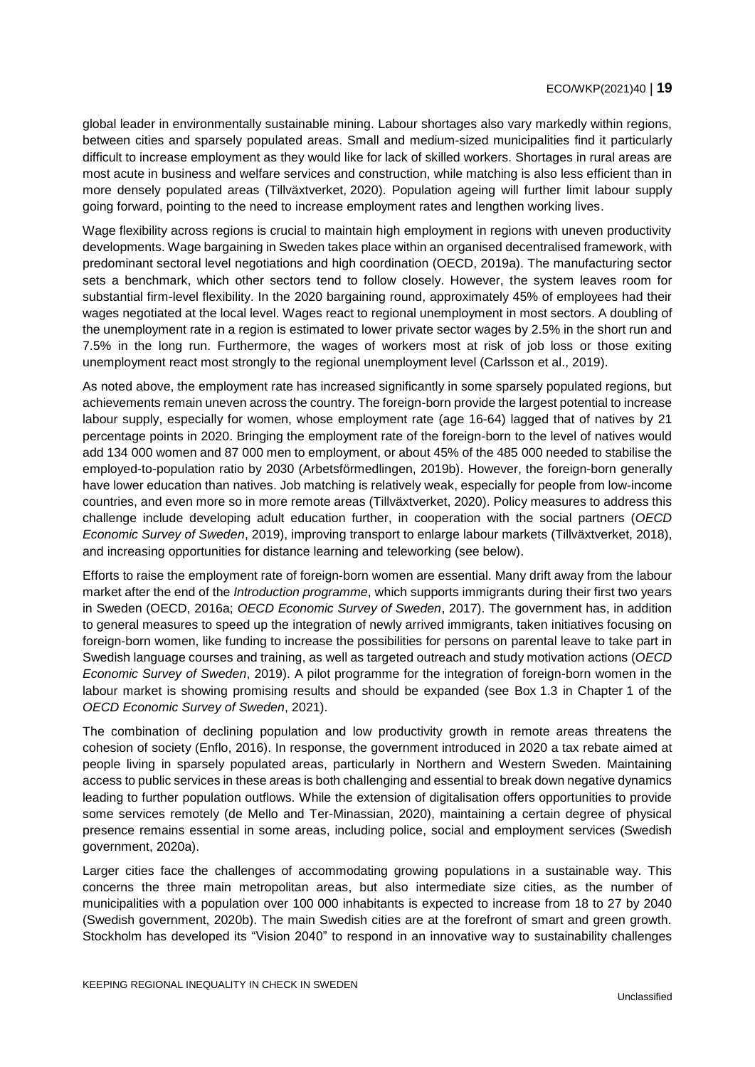global leader in environmentally sustainable mining. Labour shortages also vary markedly within regions, between cities and sparsely populated areas. Small and medium-sized municipalities find it particularly difficult to increase employment as they would like for lack of skilled workers. Shortages in rural areas are most acute in business and welfare services and construction, while matching is also less efficient than in more densely populated areas (Tillväxtverket, 2020). Population ageing will further limit labour supply going forward, pointing to the need to increase employment rates and lengthen working lives.

Wage flexibility across regions is crucial to maintain high employment in regions with uneven productivity developments. Wage bargaining in Sweden takes place within an organised decentralised framework, with predominant sectoral level negotiations and high coordination (OECD, 2019a). The manufacturing sector sets a benchmark, which other sectors tend to follow closely. However, the system leaves room for substantial firm-level flexibility. In the 2020 bargaining round, approximately 45% of employees had their wages negotiated at the local level. Wages react to regional unemployment in most sectors. A doubling of the unemployment rate in a region is estimated to lower private sector wages by 2.5% in the short run and 7.5% in the long run. Furthermore, the wages of workers most at risk of job loss or those exiting unemployment react most strongly to the regional unemployment level (Carlsson et al., 2019).

As noted above, the employment rate has increased significantly in some sparsely populated regions, but achievements remain uneven across the country. The foreign-born provide the largest potential to increase labour supply, especially for women, whose employment rate (age 16-64) lagged that of natives by 21 percentage points in 2020. Bringing the employment rate of the foreign-born to the level of natives would add 134 000 women and 87 000 men to employment, or about 45% of the 485 000 needed to stabilise the employed-to-population ratio by 2030 (Arbetsförmedlingen, 2019b). However, the foreign-born generally have lower education than natives. Job matching is relatively weak, especially for people from low-income countries, and even more so in more remote areas (Tillväxtverket, 2020). Policy measures to address this challenge include developing adult education further, in cooperation with the social partners (*OECD Economic Survey of Sweden*, 2019), improving transport to enlarge labour markets (Tillväxtverket, 2018), and increasing opportunities for distance learning and teleworking (see below).

Efforts to raise the employment rate of foreign-born women are essential. Many drift away from the labour market after the end of the *Introduction programme*, which supports immigrants during their first two years in Sweden (OECD, 2016a; *OECD Economic Survey of Sweden*, 2017). The government has, in addition to general measures to speed up the integration of newly arrived immigrants, taken initiatives focusing on foreign-born women, like funding to increase the possibilities for persons on parental leave to take part in Swedish language courses and training, as well as targeted outreach and study motivation actions (*OECD Economic Survey of Sweden*, 2019). A pilot programme for the integration of foreign-born women in the labour market is showing promising results and should be expanded (see Box 1.3 in Chapter 1 of the *OECD Economic Survey of Sweden*, 2021).

The combination of declining population and low productivity growth in remote areas threatens the cohesion of society (Enflo, 2016). In response, the government introduced in 2020 a tax rebate aimed at people living in sparsely populated areas, particularly in Northern and Western Sweden. Maintaining access to public services in these areas is both challenging and essential to break down negative dynamics leading to further population outflows. While the extension of digitalisation offers opportunities to provide some services remotely (de Mello and Ter-Minassian, 2020), maintaining a certain degree of physical presence remains essential in some areas, including police, social and employment services (Swedish government, 2020a).

Larger cities face the challenges of accommodating growing populations in a sustainable way. This concerns the three main metropolitan areas, but also intermediate size cities, as the number of municipalities with a population over 100 000 inhabitants is expected to increase from 18 to 27 by 2040 (Swedish government, 2020b). The main Swedish cities are at the forefront of smart and green growth. Stockholm has developed its "Vision 2040" to respond in an innovative way to sustainability challenges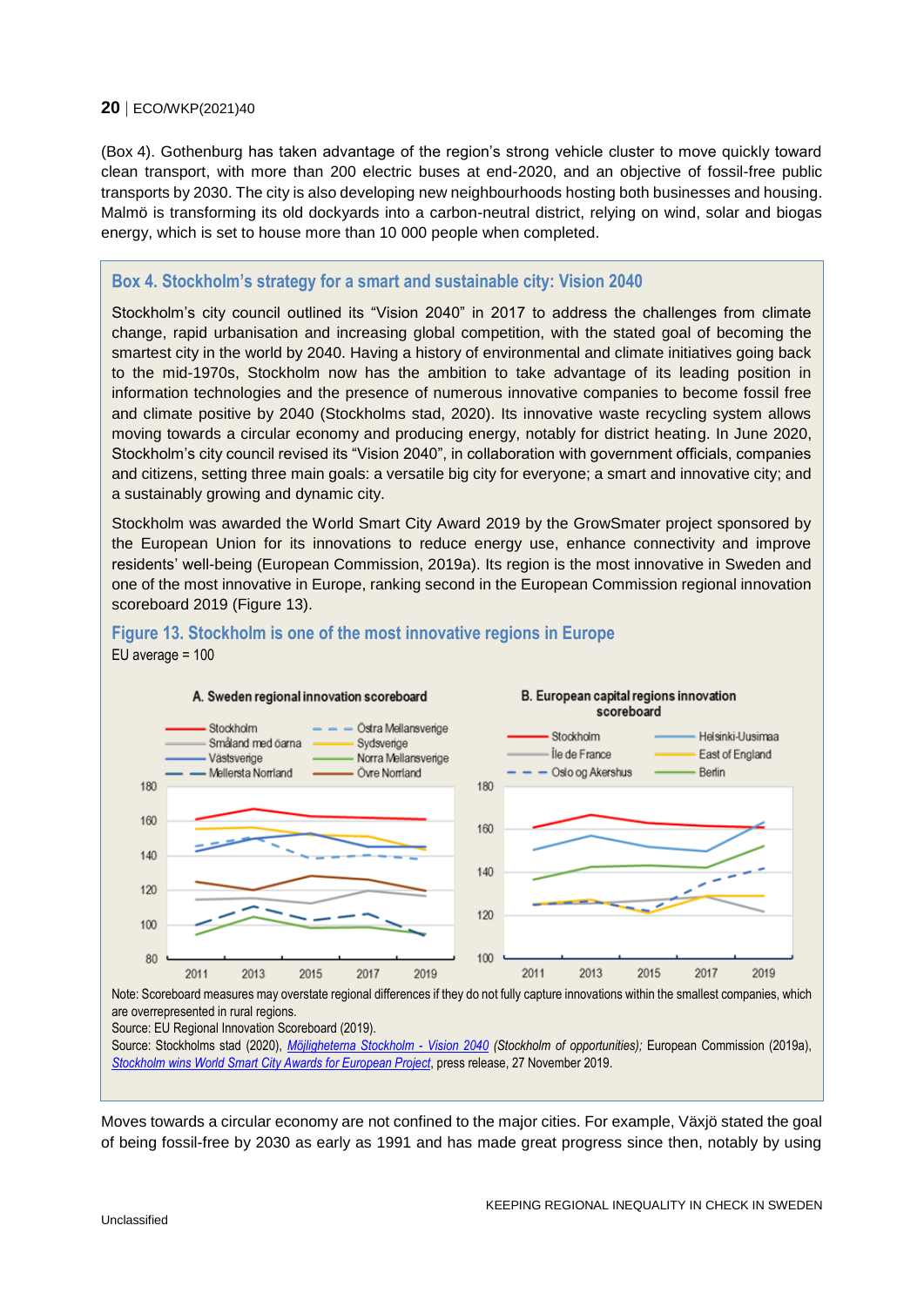(Box 4). Gothenburg has taken advantage of the region's strong vehicle cluster to move quickly toward clean transport, with more than 200 electric buses at end-2020, and an objective of fossil-free public transports by 2030. The city is also developing new neighbourhoods hosting both businesses and housing. Malmö is transforming its old dockyards into a carbon-neutral district, relying on wind, solar and biogas energy, which is set to house more than 10 000 people when completed.

### Box 4. Stockholm's strategy for a smart and sustainable city: Vision 2040

Stockholm's city council outlined its "Vision 2040" in 2017 to address the challenges from climate change, rapid urbanisation and increasing global competition, with the stated goal of becoming the smartest city in the world by 2040. Having a history of environmental and climate initiatives going back to the mid-1970s, Stockholm now has the ambition to take advantage of its leading position in information technologies and the presence of numerous innovative companies to become fossil free and climate positive by 2040 (Stockholms stad, 2020). Its innovative waste recycling system allows moving towards a circular economy and producing energy, notably for district heating. In June 2020, Stockholm's city council revised its "Vision 2040", in collaboration with government officials, companies and citizens, setting three main goals: a versatile big city for everyone; a smart and innovative city; and a sustainably growing and dynamic city.

Stockholm was awarded the World Smart City Award 2019 by the GrowSmater project sponsored by the European Union for its innovations to reduce energy use, enhance connectivity and improve residents' well-being (European Commission, 2019a). Its region is the most innovative in Sweden and one of the most innovative in Europe, ranking second in the European Commission regional innovation scoreboard 2019 (Figure 13).

#### Figure 13. Stockholm is one of the most innovative regions in Europe

EU average = 100

A. Sweden regional innovation scoreboard

B. European capital regions innovation scoreboard

Note: Scoreboard measures may overstate regional differences if they do not fully capture innovations within the smallest companies, which are overrepresented in rural regions.

Source: EU Regional Innovation Scoreboard (2019).

Source: Stockholms stad (2020), *Möjligheterna Stockholm - Vision 2040* (*Stockholm of opportunities*); European Commission (2019a), *Stockholm wins World Smart City Awards for European Project*, press release, 27 November 2019.

Moves towards a circular economy are not confined to the major cities. For example, Växjö stated the goal of being fossil-free by 2030 as early as 1991 and has made great progress since then, notably by using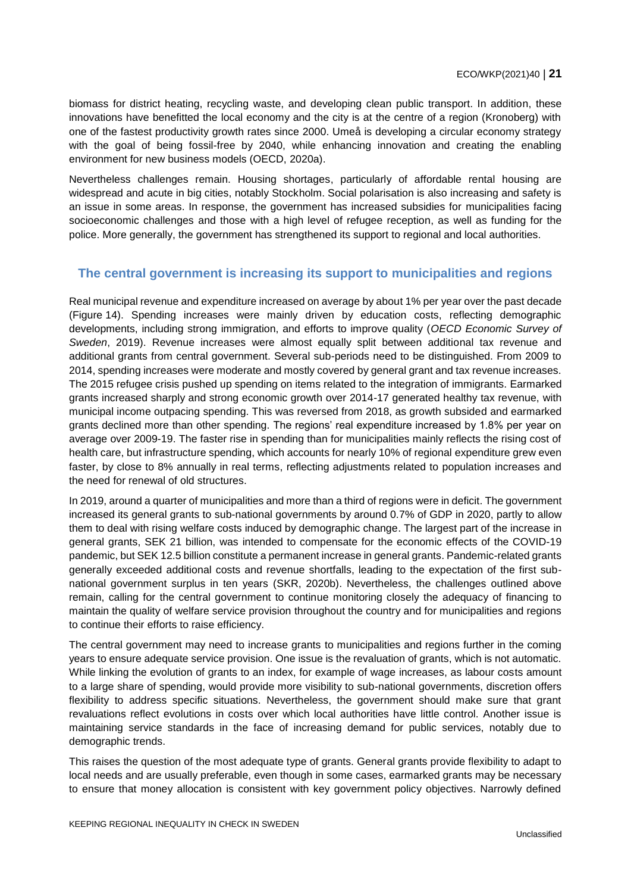biomass for district heating, recycling waste, and developing clean public transport. In addition, these innovations have benefitted the local economy and the city is at the centre of a region (Kronoberg) with one of the fastest productivity growth rates since 2000. Umeå is developing a circular economy strategy with the goal of being fossil-free by 2040, while enhancing innovation and creating the enabling environment for new business models (OECD, 2020a).

Nevertheless challenges remain. Housing shortages, particularly of affordable rental housing are widespread and acute in big cities, notably Stockholm. Social polarisation is also increasing and safety is an issue in some areas. In response, the government has increased subsidies for municipalities facing socioeconomic challenges and those with a high level of refugee reception, as well as funding for the police. More generally, the government has strengthened its support to regional and local authorities.

## The central government is increasing its support to municipalities and regions

Real municipal revenue and expenditure increased on average by about 1% per year over the past decade (Figure 14). Spending increases were mainly driven by education costs, reflecting demographic developments, including strong immigration, and efforts to improve quality (*OECD Economic Survey of Sweden*, 2019). Revenue increases were almost equally split between additional tax revenue and additional grants from central government. Several sub-periods need to be distinguished. From 2009 to 2014, spending increases were moderate and mostly covered by general grant and tax revenue increases. The 2015 refugee crisis pushed up spending on items related to the integration of immigrants. Earmarked grants increased sharply and strong economic growth over 2014-17 generated healthy tax revenue, with municipal income outpacing spending. This was reversed from 2018, as growth subsided and earmarked grants declined more than other spending. The regions' real expenditure increased by 1.8% per year on average over 2009-19. The faster rise in spending than for municipalities mainly reflects the rising cost of health care, but infrastructure spending, which accounts for nearly 10% of regional expenditure grew even faster, by close to 8% annually in real terms, reflecting adjustments related to population increases and the need for renewal of old structures.

In 2019, around a quarter of municipalities and more than a third of regions were in deficit. The government increased its general grants to sub-national governments by around 0.7% of GDP in 2020, partly to allow them to deal with rising welfare costs induced by demographic change. The largest part of the increase in general grants, SEK 21 billion, was intended to compensate for the economic effects of the COVID-19 pandemic, but SEK 12.5 billion constitute a permanent increase in general grants. Pandemic-related grants generally exceeded additional costs and revenue shortfalls, leading to the expectation of the first sub-national government surplus in ten years (SKR, 2020b). Nevertheless, the challenges outlined above remain, calling for the central government to continue monitoring closely the adequacy of financing to maintain the quality of welfare service provision throughout the country and for municipalities and regions to continue their efforts to raise efficiency.

The central government may need to increase grants to municipalities and regions further in the coming years to ensure adequate service provision. One issue is the revaluation of grants, which is not automatic. While linking the evolution of grants to an index, for example of wage increases, as labour costs amount to a large share of spending, would provide more visibility to sub-national governments, discretion offers flexibility to address specific situations. Nevertheless, the government should make sure that grant revaluations reflect evolutions in costs over which local authorities have little control. Another issue is maintaining service standards in the face of increasing demand for public services, notably due to demographic trends.

This raises the question of the most adequate type of grants. General grants provide flexibility to adapt to local needs and are usually preferable, even though in some cases, earmarked grants may be necessary to ensure that money allocation is consistent with key government policy objectives. Narrowly defined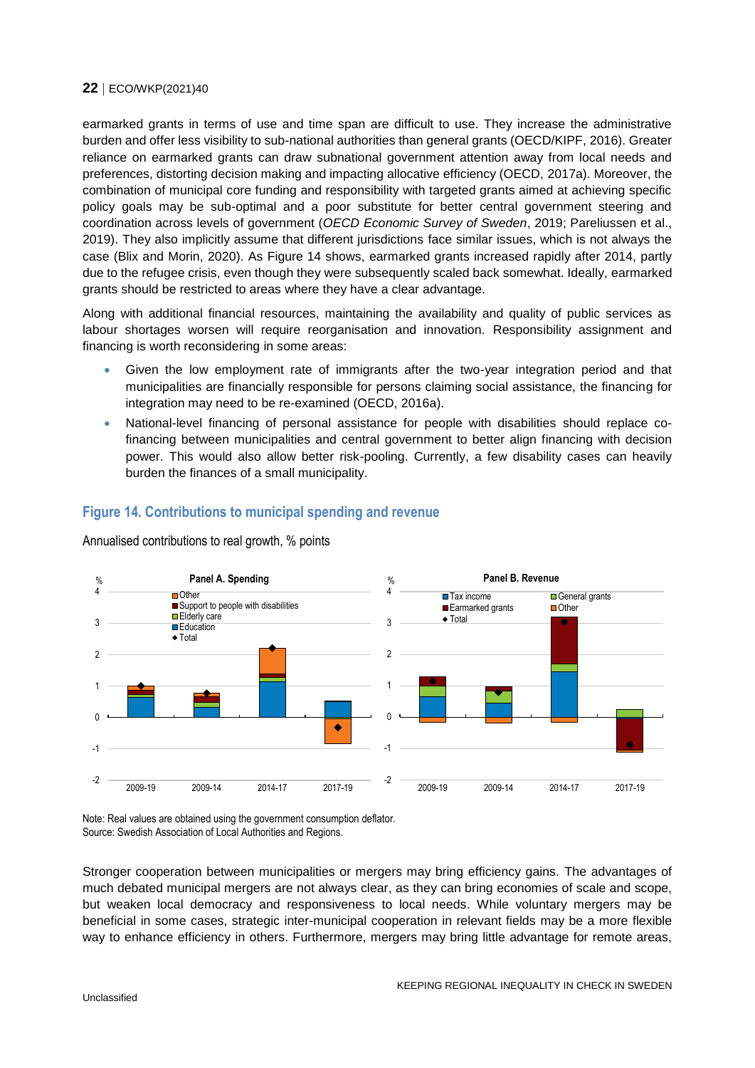earmarked grants in terms of use and time span are difficult to use. They increase the administrative burden and offer less visibility to sub-national authorities than general grants (OECD/KIPF, 2016). Greater reliance on earmarked grants can draw subnational government attention away from local needs and preferences, distorting decision making and impacting allocative efficiency (OECD, 2017a). Moreover, the combination of municipal core funding and responsibility with targeted grants aimed at achieving specific policy goals may be sub-optimal and a poor substitute for better central government steering and coordination across levels of government (*OECD Economic Survey of Sweden*, 2019; Pareliussen et al., 2019). They also implicitly assume that different jurisdictions face similar issues, which is not always the case (Blix and Morin, 2020). As Figure 14 shows, earmarked grants increased rapidly after 2014, partly due to the refugee crisis, even though they were subsequently scaled back somewhat. Ideally, earmarked grants should be restricted to areas where they have a clear advantage.

Along with additional financial resources, maintaining the availability and quality of public services as labour shortages worsen will require reorganisation and innovation. Responsibility assignment and financing is worth reconsidering in some areas:

- Given the low employment rate of immigrants after the two-year integration period and that municipalities are financially responsible for persons claiming social assistance, the financing for integration may need to be re-examined (OECD, 2016a).
- National-level financing of personal assistance for people with disabilities should replace co-financing between municipalities and central government to better align financing with decision power. This would also allow better risk-pooling. Currently, a few disability cases can heavily burden the finances of a small municipality.

### Figure 14. Contributions to municipal spending and revenue

Annualised contributions to real growth, % points

Note: Real values are obtained using the government consumption deflator.
Source: Swedish Association of Local Authorities and Regions.

Stronger cooperation between municipalities or mergers may bring efficiency gains. The advantages of much debated municipal mergers are not always clear, as they can bring economies of scale and scope, but weaken local democracy and responsiveness to local needs. While voluntary mergers may be beneficial in some cases, strategic inter-municipal cooperation in relevant fields may be a more flexible way to enhance efficiency in others. Furthermore, mergers may bring little advantage for remote areas,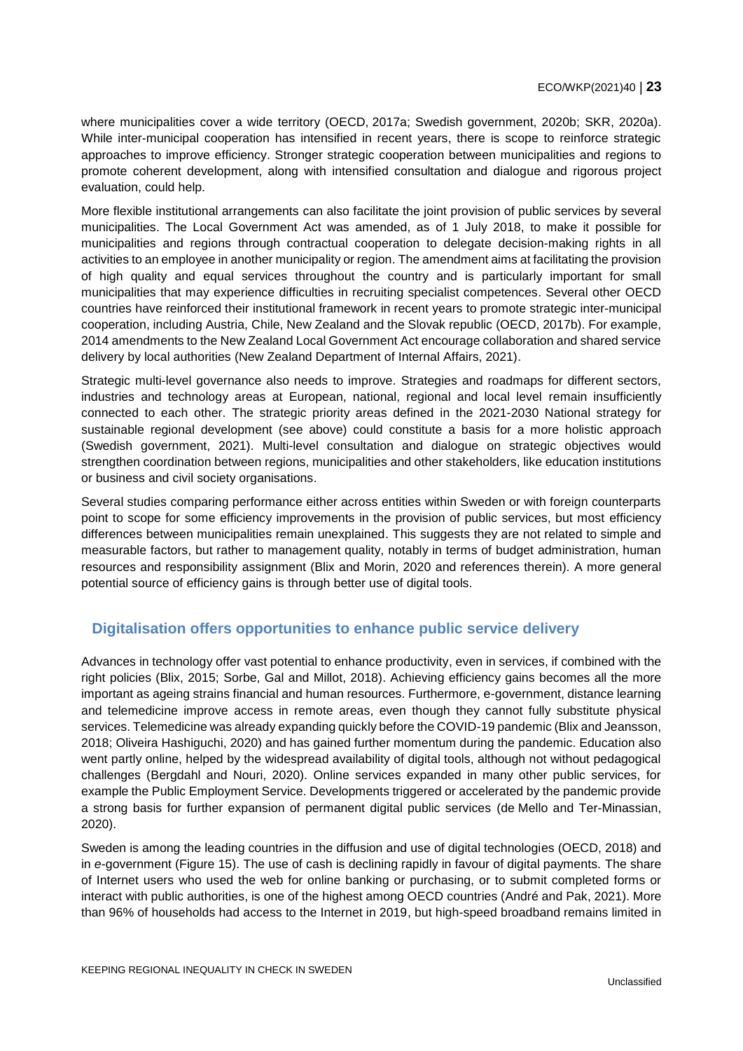where municipalities cover a wide territory (OECD, 2017a; Swedish government, 2020b; SKR, 2020a). While inter-municipal cooperation has intensified in recent years, there is scope to reinforce strategic approaches to improve efficiency. Stronger strategic cooperation between municipalities and regions to promote coherent development, along with intensified consultation and dialogue and rigorous project evaluation, could help.

More flexible institutional arrangements can also facilitate the joint provision of public services by several municipalities. The Local Government Act was amended, as of 1 July 2018, to make it possible for municipalities and regions through contractual cooperation to delegate decision-making rights in all activities to an employee in another municipality or region. The amendment aims at facilitating the provision of high quality and equal services throughout the country and is particularly important for small municipalities that may experience difficulties in recruiting specialist competences. Several other OECD countries have reinforced their institutional framework in recent years to promote strategic inter-municipal cooperation, including Austria, Chile, New Zealand and the Slovak republic (OECD, 2017b). For example, 2014 amendments to the New Zealand Local Government Act encourage collaboration and shared service delivery by local authorities (New Zealand Department of Internal Affairs, 2021).

Strategic multi-level governance also needs to improve. Strategies and roadmaps for different sectors, industries and technology areas at European, national, regional and local level remain insufficiently connected to each other. The strategic priority areas defined in the 2021-2030 National strategy for sustainable regional development (see above) could constitute a basis for a more holistic approach (Swedish government, 2021). Multi-level consultation and dialogue on strategic objectives would strengthen coordination between regions, municipalities and other stakeholders, like education institutions or business and civil society organisations.

Several studies comparing performance either across entities within Sweden or with foreign counterparts point to scope for some efficiency improvements in the provision of public services, but most efficiency differences between municipalities remain unexplained. This suggests they are not related to simple and measurable factors, but rather to management quality, notably in terms of budget administration, human resources and responsibility assignment (Blix and Morin, 2020 and references therein). A more general potential source of efficiency gains is through better use of digital tools.

## Digitalisation offers opportunities to enhance public service delivery

Advances in technology offer vast potential to enhance productivity, even in services, if combined with the right policies (Blix, 2015; Sorbe, Gal and Millot, 2018). Achieving efficiency gains becomes all the more important as ageing strains financial and human resources. Furthermore, e-government, distance learning and telemedicine improve access in remote areas, even though they cannot fully substitute physical services. Telemedicine was already expanding quickly before the COVID-19 pandemic (Blix and Jeansson, 2018; Oliveira Hashiguchi, 2020) and has gained further momentum during the pandemic. Education also went partly online, helped by the widespread availability of digital tools, although not without pedagogical challenges (Bergdahl and Nouri, 2020). Online services expanded in many other public services, for example the Public Employment Service. Developments triggered or accelerated by the pandemic provide a strong basis for further expansion of permanent digital public services (de Mello and Ter-Minassian, 2020).

Sweden is among the leading countries in the diffusion and use of digital technologies (OECD, 2018) and in *e*-government (Figure 15). The use of cash is declining rapidly in favour of digital payments. The share of Internet users who used the web for online banking or purchasing, or to submit completed forms or interact with public authorities, is one of the highest among OECD countries (André and Pak, 2021). More than 96% of households had access to the Internet in 2019, but high-speed broadband remains limited in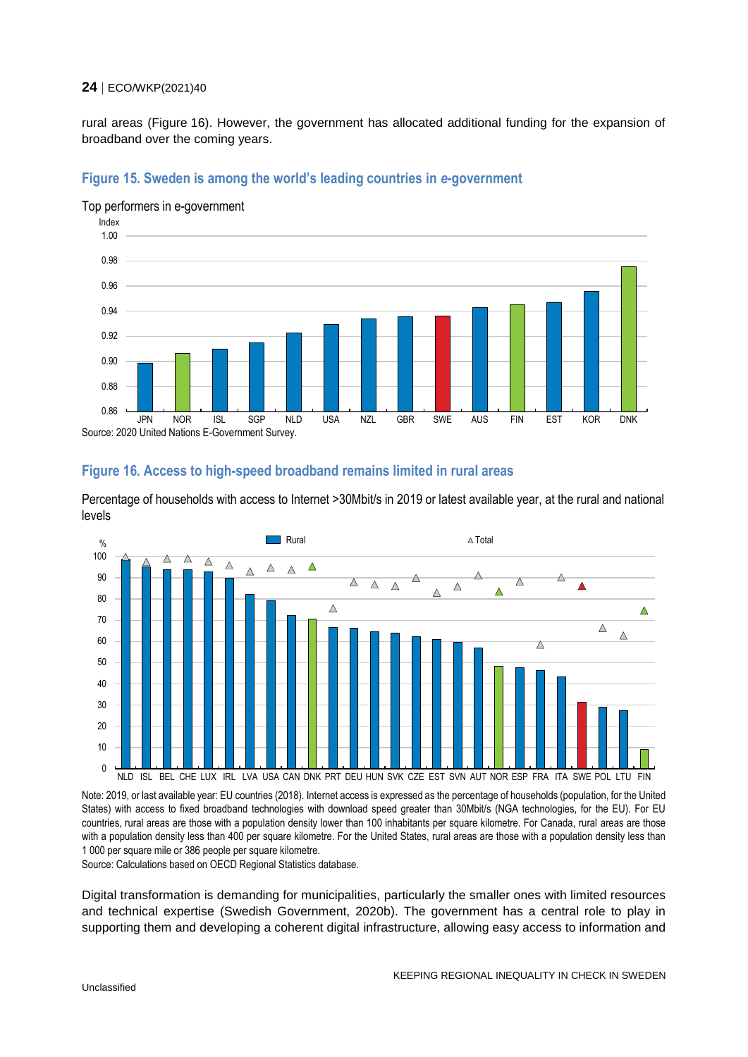rural areas (Figure 16). However, the government has allocated additional funding for the expansion of broadband over the coming years.

### Figure 15. Sweden is among the world's leading countries in e-government

Top performers in e-government

Source: 2020 United Nations E-Government Survey.

### Figure 16. Access to high-speed broadband remains limited in rural areas

Percentage of households with access to Internet >30Mbit/s in 2019 or latest available year, at the rural and national levels

Note: 2019, or last available year: EU countries (2018). Internet access is expressed as the percentage of households (population, for the United States) with access to fixed broadband technologies with download speed greater than 30Mbit/s (NGA technologies, for the EU). For EU countries, rural areas are those with a population density lower than 100 inhabitants per square kilometre. For Canada, rural areas are those with a population density less than 400 per square kilometre. For the United States, rural areas are those with a population density less than 1 000 per square mile or 386 people per square kilometre.

Source: Calculations based on OECD Regional Statistics database.

Digital transformation is demanding for municipalities, particularly the smaller ones with limited resources and technical expertise (Swedish Government, 2020b). The government has a central role to play in supporting them and developing a coherent digital infrastructure, allowing easy access to information and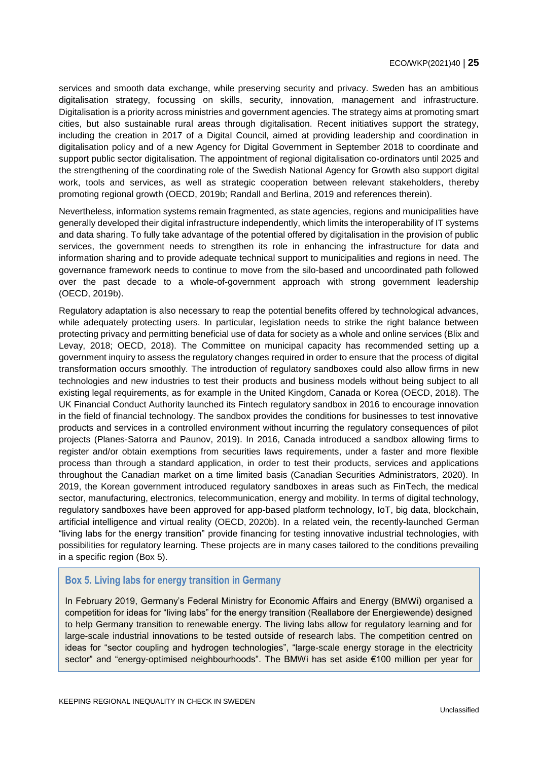services and smooth data exchange, while preserving security and privacy. Sweden has an ambitious digitalisation strategy, focussing on skills, security, innovation, management and infrastructure. Digitalisation is a priority across ministries and government agencies. The strategy aims at promoting smart cities, but also sustainable rural areas through digitalisation. Recent initiatives support the strategy, including the creation in 2017 of a Digital Council, aimed at providing leadership and coordination in digitalisation policy and of a new Agency for Digital Government in September 2018 to coordinate and support public sector digitalisation. The appointment of regional digitalisation co-ordinators until 2025 and the strengthening of the coordinating role of the Swedish National Agency for Growth also support digital work, tools and services, as well as strategic cooperation between relevant stakeholders, thereby promoting regional growth (OECD, 2019b; Randall and Berlina, 2019 and references therein).

Nevertheless, information systems remain fragmented, as state agencies, regions and municipalities have generally developed their digital infrastructure independently, which limits the interoperability of IT systems and data sharing. To fully take advantage of the potential offered by digitalisation in the provision of public services, the government needs to strengthen its role in enhancing the infrastructure for data and information sharing and to provide adequate technical support to municipalities and regions in need. The governance framework needs to continue to move from the silo-based and uncoordinated path followed over the past decade to a whole-of-government approach with strong government leadership (OECD, 2019b).

Regulatory adaptation is also necessary to reap the potential benefits offered by technological advances, while adequately protecting users. In particular, legislation needs to strike the right balance between protecting privacy and permitting beneficial use of data for society as a whole and online services (Blix and Levay, 2018; OECD, 2018). The Committee on municipal capacity has recommended setting up a government inquiry to assess the regulatory changes required in order to ensure that the process of digital transformation occurs smoothly. The introduction of regulatory sandboxes could also allow firms in new technologies and new industries to test their products and business models without being subject to all existing legal requirements, as for example in the United Kingdom, Canada or Korea (OECD, 2018). The UK Financial Conduct Authority launched its Fintech regulatory sandbox in 2016 to encourage innovation in the field of financial technology. The sandbox provides the conditions for businesses to test innovative products and services in a controlled environment without incurring the regulatory consequences of pilot projects (Planes-Satorra and Paunov, 2019). In 2016, Canada introduced a sandbox allowing firms to register and/or obtain exemptions from securities laws requirements, under a faster and more flexible process than through a standard application, in order to test their products, services and applications throughout the Canadian market on a time limited basis (Canadian Securities Administrators, 2020). In 2019, the Korean government introduced regulatory sandboxes in areas such as FinTech, the medical sector, manufacturing, electronics, telecommunication, energy and mobility. In terms of digital technology, regulatory sandboxes have been approved for app-based platform technology, IoT, big data, blockchain, artificial intelligence and virtual reality (OECD, 2020b). In a related vein, the recently-launched German "living labs for the energy transition" provide financing for testing innovative industrial technologies, with possibilities for regulatory learning. These projects are in many cases tailored to the conditions prevailing in a specific region (Box 5).

### Box 5. Living labs for energy transition in Germany

In February 2019, Germany's Federal Ministry for Economic Affairs and Energy (BMWi) organised a competition for ideas for "living labs" for the energy transition (Reallabore der Energiewende) designed to help Germany transition to renewable energy. The living labs allow for regulatory learning and for large-scale industrial innovations to be tested outside of research labs. The competition centred on ideas for "sector coupling and hydrogen technologies", "large-scale energy storage in the electricity sector" and "energy-optimised neighbourhoods". The BMWi has set aside €100 million per year for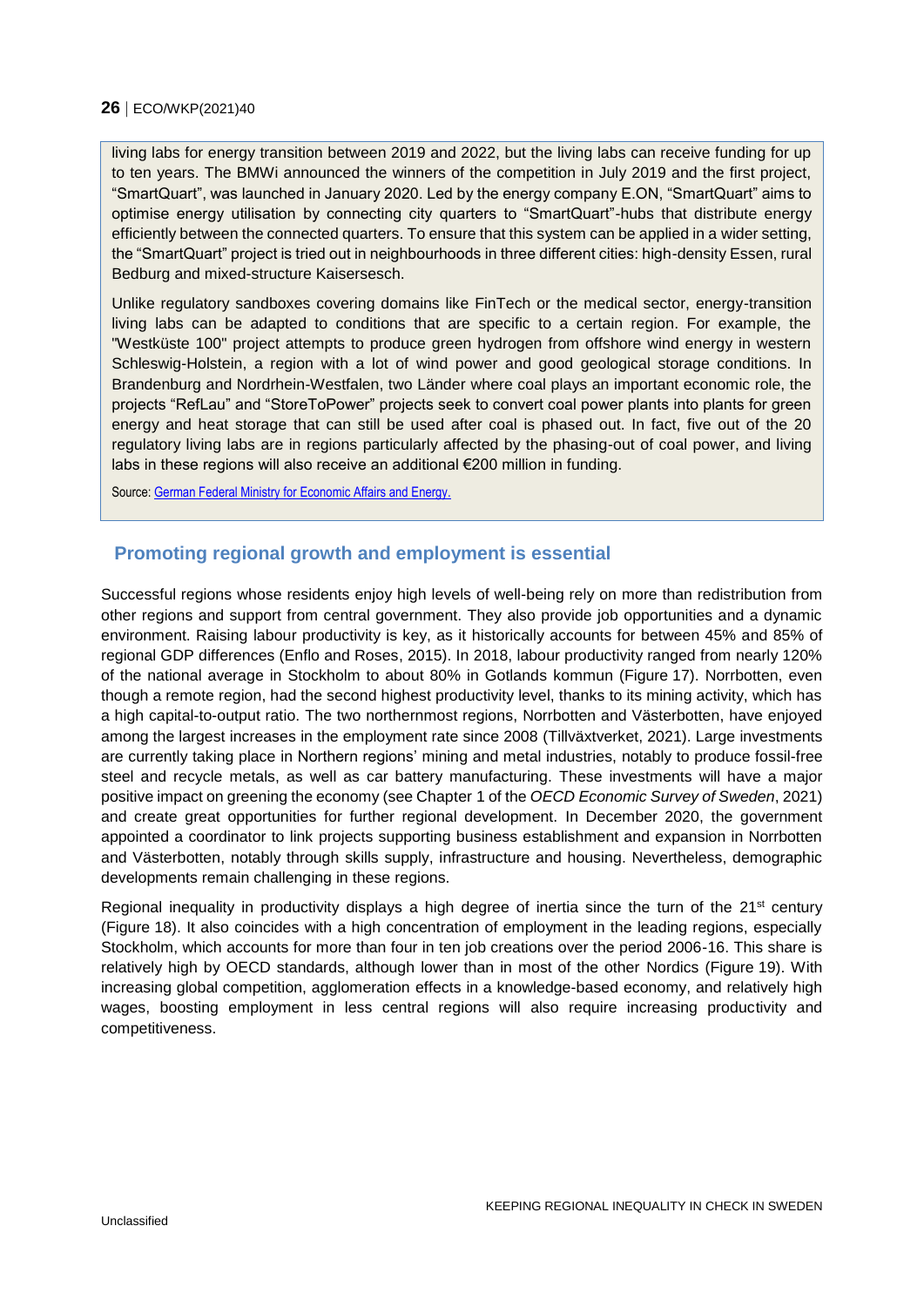living labs for energy transition between 2019 and 2022, but the living labs can receive funding for up to ten years. The BMWi announced the winners of the competition in July 2019 and the first project, “SmartQuart”, was launched in January 2020. Led by the energy company E.ON, “SmartQuart” aims to optimise energy utilisation by connecting city quarters to “SmartQuart”-hubs that distribute energy efficiently between the connected quarters. To ensure that this system can be applied in a wider setting, the “SmartQuart” project is tried out in neighbourhoods in three different cities: high-density Essen, rural Bedburg and mixed-structure Kaisersesch.

Unlike regulatory sandboxes covering domains like FinTech or the medical sector, energy-transition living labs can be adapted to conditions that are specific to a certain region. For example, the "Westküste 100" project attempts to produce green hydrogen from offshore wind energy in western Schleswig-Holstein, a region with a lot of wind power and good geological storage conditions. In Brandenburg and Nordrhein-Westfalen, two Länder where coal plays an important economic role, the projects “RefLau” and “StoreToPower” projects seek to convert coal power plants into plants for green energy and heat storage that can still be used after coal is phased out. In fact, five out of the 20 regulatory living labs are in regions particularly affected by the phasing-out of coal power, and living labs in these regions will also receive an additional €200 million in funding.

Source: German Federal Ministry for Economic Affairs and Energy.

## Promoting regional growth and employment is essential

Successful regions whose residents enjoy high levels of well-being rely on more than redistribution from other regions and support from central government. They also provide job opportunities and a dynamic environment. Raising labour productivity is key, as it historically accounts for between 45% and 85% of regional GDP differences (Enflo and Roses, 2015). In 2018, labour productivity ranged from nearly 120% of the national average in Stockholm to about 80% in Gotlands kommun (Figure 17). Norrbotten, even though a remote region, had the second highest productivity level, thanks to its mining activity, which has a high capital-to-output ratio. The two northernmost regions, Norrbotten and Västerbotten, have enjoyed among the largest increases in the employment rate since 2008 (Tillväxtverket, 2021). Large investments are currently taking place in Northern regions’ mining and metal industries, notably to produce fossil-free steel and recycle metals, as well as car battery manufacturing. These investments will have a major positive impact on greening the economy (see Chapter 1 of the *OECD Economic Survey of Sweden*, 2021) and create great opportunities for further regional development. In December 2020, the government appointed a coordinator to link projects supporting business establishment and expansion in Norrbotten and Västerbotten, notably through skills supply, infrastructure and housing. Nevertheless, demographic developments remain challenging in these regions.

Regional inequality in productivity displays a high degree of inertia since the turn of the 21st century (Figure 18). It also coincides with a high concentration of employment in the leading regions, especially Stockholm, which accounts for more than four in ten job creations over the period 2006-16. This share is relatively high by OECD standards, although lower than in most of the other Nordics (Figure 19). With increasing global competition, agglomeration effects in a knowledge-based economy, and relatively high wages, boosting employment in less central regions will also require increasing productivity and competitiveness.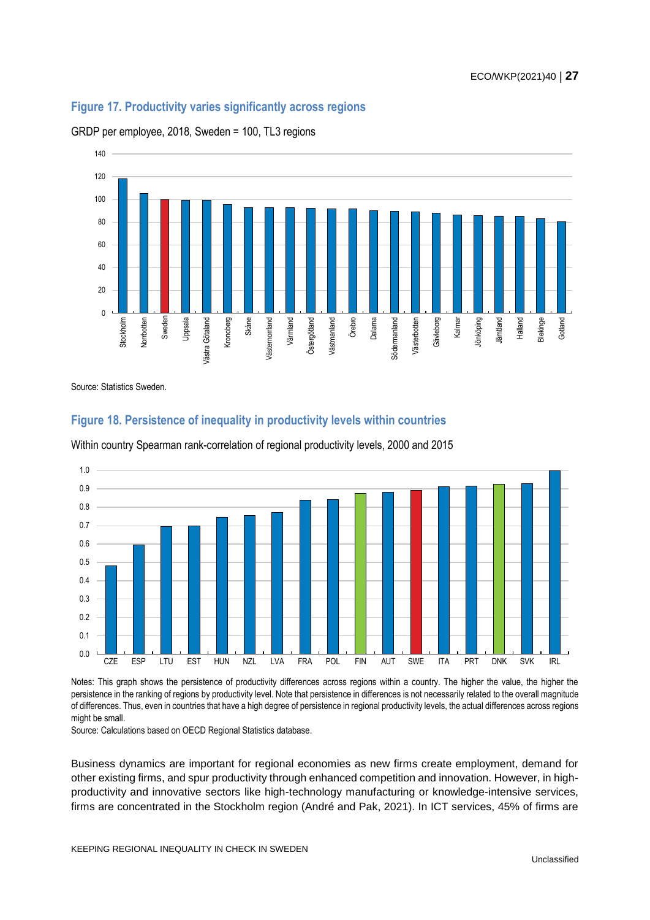### Figure 17. Productivity varies significantly across regions

GRDP per employee, 2018, Sweden = 100, TL3 regions

Source: Statistics Sweden.

### Figure 18. Persistence of inequality in productivity levels within countries

Within country Spearman rank-correlation of regional productivity levels, 2000 and 2015

Notes: This graph shows the persistence of productivity differences across regions within a country. The higher the value, the higher the persistence in the ranking of regions by productivity level. Note that persistence in differences is not necessarily related to the overall magnitude of differences. Thus, even in countries that have a high degree of persistence in regional productivity levels, the actual differences across regions might be small.

Source: Calculations based on OECD Regional Statistics database.

Business dynamics are important for regional economies as new firms create employment, demand for other existing firms, and spur productivity through enhanced competition and innovation. However, in high-productivity and innovative sectors like high-technology manufacturing or knowledge-intensive services, firms are concentrated in the Stockholm region (André and Pak, 2021). In ICT services, 45% of firms are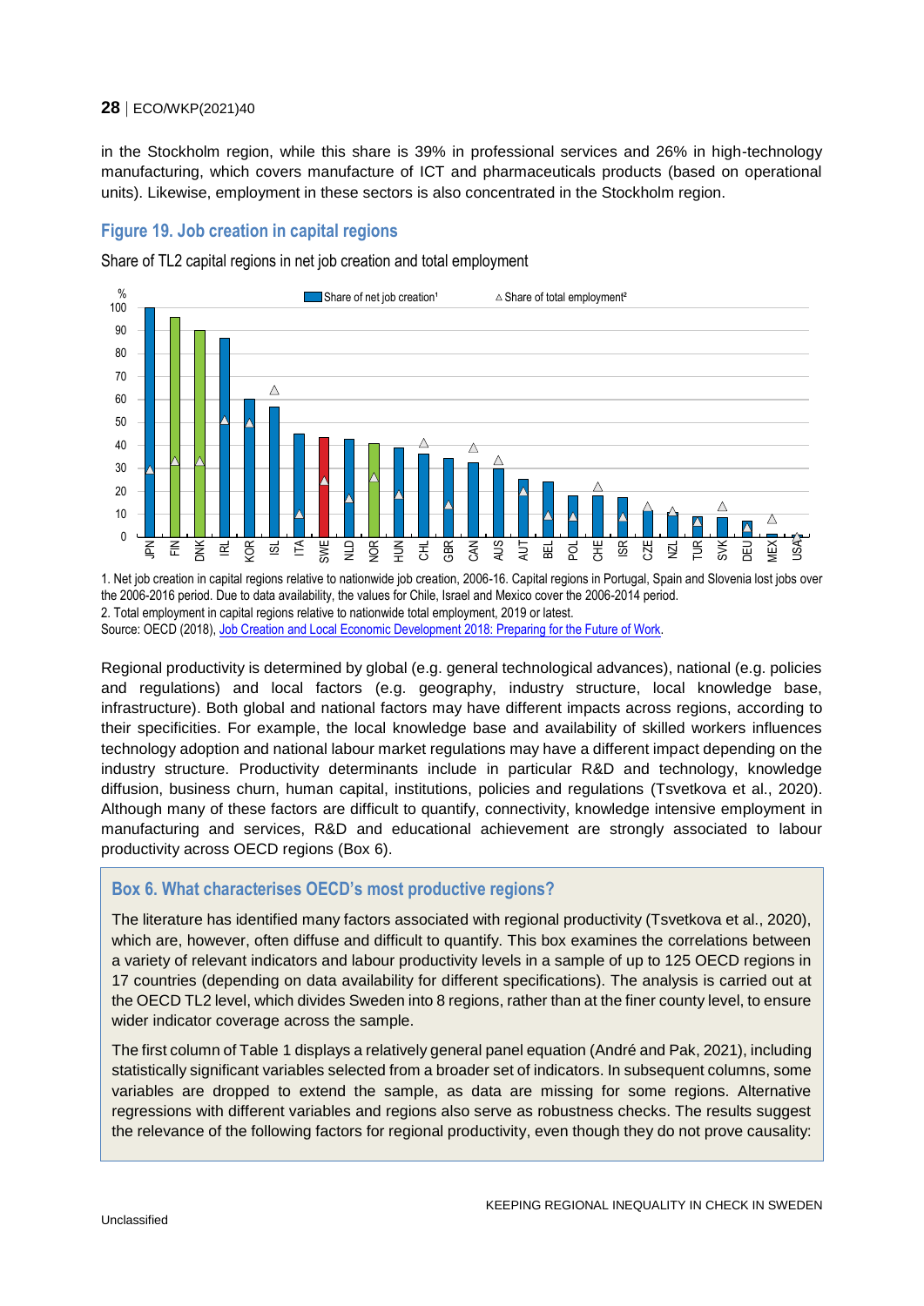in the Stockholm region, while this share is 39% in professional services and 26% in high-technology manufacturing, which covers manufacture of ICT and pharmaceuticals products (based on operational units). Likewise, employment in these sectors is also concentrated in the Stockholm region.

### Figure 19. Job creation in capital regions

Share of TL2 capital regions in net job creation and total employment

1. Net job creation in capital regions relative to nationwide job creation, 2006-16. Capital regions in Portugal, Spain and Slovenia lost jobs over the 2006-2016 period. Due to data availability, the values for Chile, Israel and Mexico cover the 2006-2014 period.
2. Total employment in capital regions relative to nationwide total employment, 2019 or latest.
Source: OECD (2018), Job Creation and Local Economic Development 2018: Preparing for the Future of Work.

Regional productivity is determined by global (e.g. general technological advances), national (e.g. policies and regulations) and local factors (e.g. geography, industry structure, local knowledge base, infrastructure). Both global and national factors may have different impacts across regions, according to their specificities. For example, the local knowledge base and availability of skilled workers influences technology adoption and national labour market regulations may have a different impact depending on the industry structure. Productivity determinants include in particular R&D and technology, knowledge diffusion, business churn, human capital, institutions, policies and regulations (Tsvetkova et al., 2020). Although many of these factors are difficult to quantify, connectivity, knowledge intensive employment in manufacturing and services, R&D and educational achievement are strongly associated to labour productivity across OECD regions (Box 6).

### Box 6. What characterises OECD's most productive regions?

The literature has identified many factors associated with regional productivity (Tsvetkova et al., 2020), which are, however, often diffuse and difficult to quantify. This box examines the correlations between a variety of relevant indicators and labour productivity levels in a sample of up to 125 OECD regions in 17 countries (depending on data availability for different specifications). The analysis is carried out at the OECD TL2 level, which divides Sweden into 8 regions, rather than at the finer county level, to ensure wider indicator coverage across the sample.

The first column of Table 1 displays a relatively general panel equation (André and Pak, 2021), including statistically significant variables selected from a broader set of indicators. In subsequent columns, some variables are dropped to extend the sample, as data are missing for some regions. Alternative regressions with different variables and regions also serve as robustness checks. The results suggest the relevance of the following factors for regional productivity, even though they do not prove causality: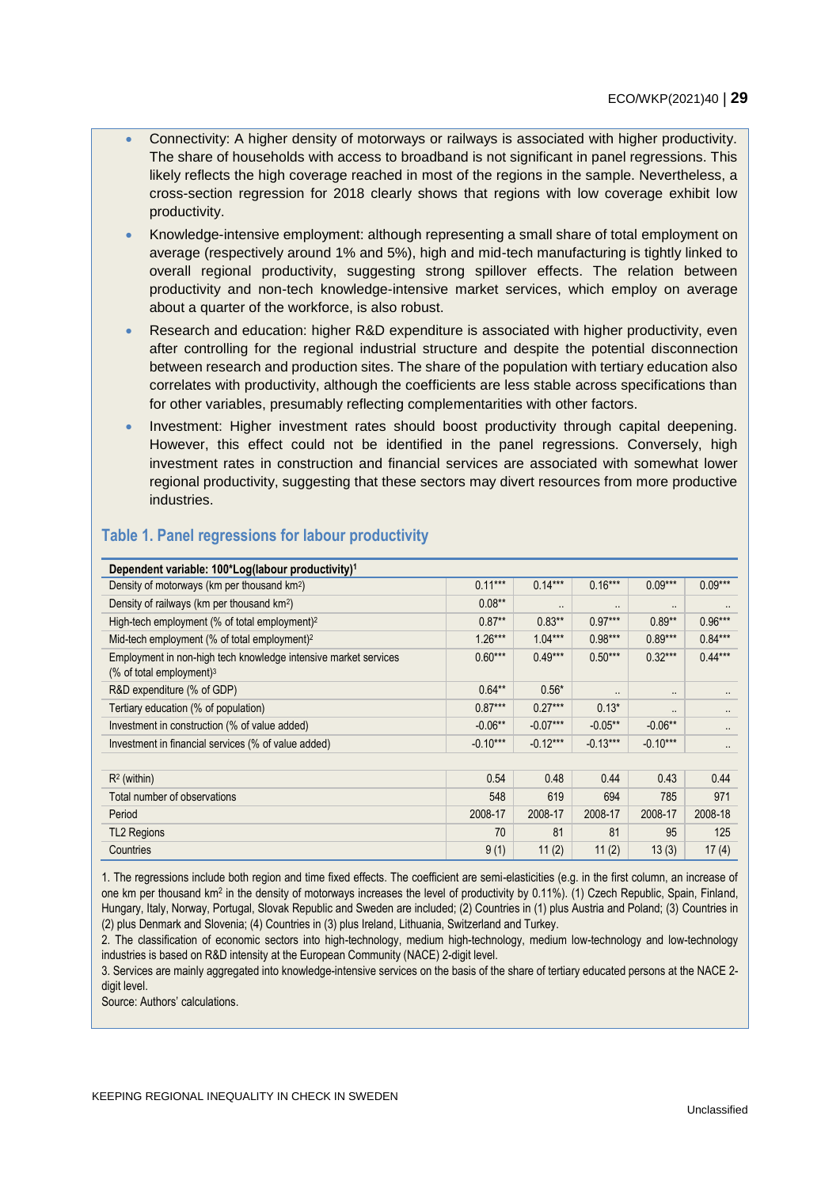- Connectivity: A higher density of motorways or railways is associated with higher productivity. The share of households with access to broadband is not significant in panel regressions. This likely reflects the high coverage reached in most of the regions in the sample. Nevertheless, a cross-section regression for 2018 clearly shows that regions with low coverage exhibit low productivity.
- Knowledge-intensive employment: although representing a small share of total employment on average (respectively around 1% and 5%), high and mid-tech manufacturing is tightly linked to overall regional productivity, suggesting strong spillover effects. The relation between productivity and non-tech knowledge-intensive market services, which employ on average about a quarter of the workforce, is also robust.
- Research and education: higher R&D expenditure is associated with higher productivity, even after controlling for the regional industrial structure and despite the potential disconnection between research and production sites. The share of the population with tertiary education also correlates with productivity, although the coefficients are less stable across specifications than for other variables, presumably reflecting complementarities with other factors.
- Investment: Higher investment rates should boost productivity through capital deepening. However, this effect could not be identified in the panel regressions. Conversely, high investment rates in construction and financial services are associated with somewhat lower regional productivity, suggesting that these sectors may divert resources from more productive industries.

### Table 1. Panel regressions for labour productivity

| Dependent variable: 100*Log(labour productivity)[1] | | | | | |
|---|---|---|---|---|---|
| Density of motorways (km per thousand km²) | 0.11*** | 0.14*** | 0.16*** | 0.09*** | 0.09*** |
| Density of railways (km per thousand km²) | 0.08** | .. | .. | .. | .. |
| High-tech employment (% of total employment)[2] | 0.87** | 0.83** | 0.97*** | 0.89** | 0.96*** |
| Mid-tech employment (% of total employment)[2] | 1.26*** | 1.04*** | 0.98*** | 0.89*** | 0.84*** |
| Employment in non-high tech knowledge intensive market services (% of total employment)[3] | 0.60*** | 0.49*** | 0.50*** | 0.32*** | 0.44*** |
| R&D expenditure (% of GDP) | 0.64** | 0.56* | .. | .. | .. |
| Tertiary education (% of population) | 0.87*** | 0.27*** | 0.13* | .. | .. |
| Investment in construction (% of value added) | -0.06** | -0.07*** | -0.05** | -0.06** | .. |
| Investment in financial services (% of value added) | -0.10*** | -0.12*** | -0.13*** | -0.10*** | .. |
| | | | | | |
| $R^2$ (within) | 0.54 | 0.48 | 0.44 | 0.43 | 0.44 |
| Total number of observations | 548 | 619 | 694 | 785 | 971 |
| Period | 2008-17 | 2008-17 | 2008-17 | 2008-17 | 2008-18 |
| TL2 Regions | 70 | 81 | 81 | 95 | 125 |
| Countries | 9 (1) | 11 (2) | 11 (2) | 13 (3) | 17 (4) |

1. The regressions include both region and time fixed effects. The coefficient are semi-elasticities (e.g. in the first column, an increase of one km per thousand km² in the density of motorways increases the level of productivity by 0.11%). (1) Czech Republic, Spain, Finland, Hungary, Italy, Norway, Portugal, Slovak Republic and Sweden are included; (2) Countries in (1) plus Austria and Poland; (3) Countries in (2) plus Denmark and Slovenia; (4) Countries in (3) plus Ireland, Lithuania, Switzerland and Turkey.
2. The classification of economic sectors into high-technology, medium high-technology, medium low-technology and low-technology industries is based on R&D intensity at the European Community (NACE) 2-digit level.
3. Services are mainly aggregated into knowledge-intensive services on the basis of the share of tertiary educated persons at the NACE 2-digit level.
Source: Authors' calculations.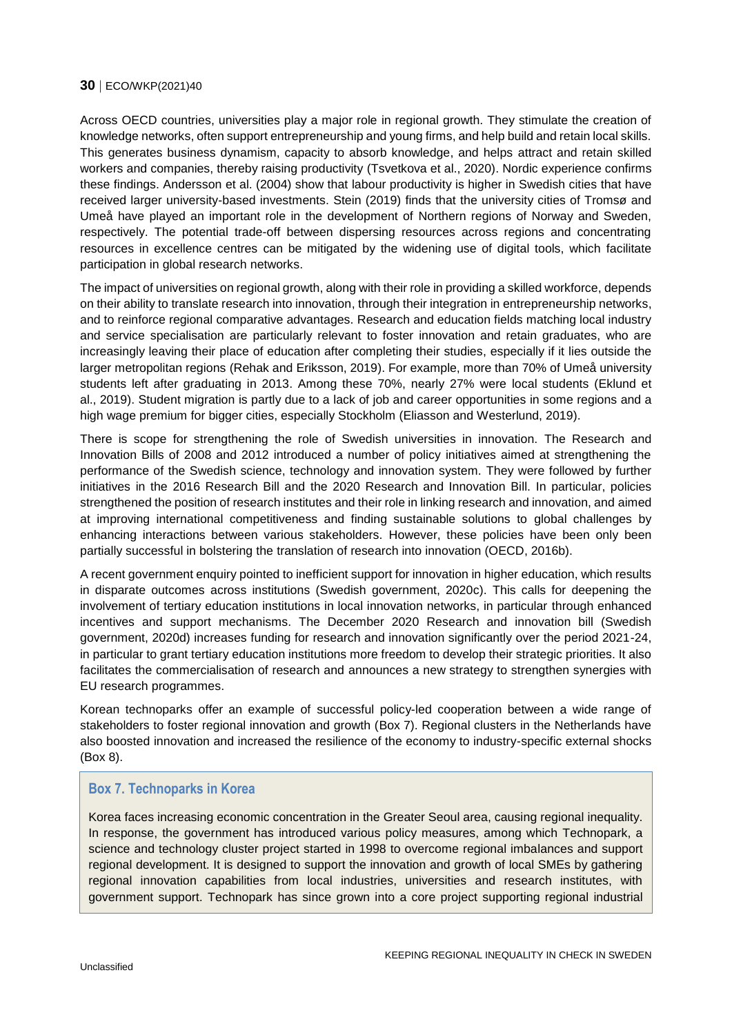Across OECD countries, universities play a major role in regional growth. They stimulate the creation of knowledge networks, often support entrepreneurship and young firms, and help build and retain local skills. This generates business dynamism, capacity to absorb knowledge, and helps attract and retain skilled workers and companies, thereby raising productivity (Tsvetkova et al., 2020). Nordic experience confirms these findings. Andersson et al. (2004) show that labour productivity is higher in Swedish cities that have received larger university-based investments. Stein (2019) finds that the university cities of Tromsø and Umeå have played an important role in the development of Northern regions of Norway and Sweden, respectively. The potential trade-off between dispersing resources across regions and concentrating resources in excellence centres can be mitigated by the widening use of digital tools, which facilitate participation in global research networks.

The impact of universities on regional growth, along with their role in providing a skilled workforce, depends on their ability to translate research into innovation, through their integration in entrepreneurship networks, and to reinforce regional comparative advantages. Research and education fields matching local industry and service specialisation are particularly relevant to foster innovation and retain graduates, who are increasingly leaving their place of education after completing their studies, especially if it lies outside the larger metropolitan regions (Rehak and Eriksson, 2019). For example, more than 70% of Umeå university students left after graduating in 2013. Among these 70%, nearly 27% were local students (Eklund et al., 2019). Student migration is partly due to a lack of job and career opportunities in some regions and a high wage premium for bigger cities, especially Stockholm (Eliasson and Westerlund, 2019).

There is scope for strengthening the role of Swedish universities in innovation. The Research and Innovation Bills of 2008 and 2012 introduced a number of policy initiatives aimed at strengthening the performance of the Swedish science, technology and innovation system. They were followed by further initiatives in the 2016 Research Bill and the 2020 Research and Innovation Bill. In particular, policies strengthened the position of research institutes and their role in linking research and innovation, and aimed at improving international competitiveness and finding sustainable solutions to global challenges by enhancing interactions between various stakeholders. However, these policies have been only been partially successful in bolstering the translation of research into innovation (OECD, 2016b).

A recent government enquiry pointed to inefficient support for innovation in higher education, which results in disparate outcomes across institutions (Swedish government, 2020c). This calls for deepening the involvement of tertiary education institutions in local innovation networks, in particular through enhanced incentives and support mechanisms. The December 2020 Research and innovation bill (Swedish government, 2020d) increases funding for research and innovation significantly over the period 2021-24, in particular to grant tertiary education institutions more freedom to develop their strategic priorities. It also facilitates the commercialisation of research and announces a new strategy to strengthen synergies with EU research programmes.

Korean technoparks offer an example of successful policy-led cooperation between a wide range of stakeholders to foster regional innovation and growth (Box 7). Regional clusters in the Netherlands have also boosted innovation and increased the resilience of the economy to industry-specific external shocks (Box 8).

### Box 7. Technoparks in Korea

Korea faces increasing economic concentration in the Greater Seoul area, causing regional inequality. In response, the government has introduced various policy measures, among which Technopark, a science and technology cluster project started in 1998 to overcome regional imbalances and support regional development. It is designed to support the innovation and growth of local SMEs by gathering regional innovation capabilities from local industries, universities and research institutes, with government support. Technopark has since grown into a core project supporting regional industrial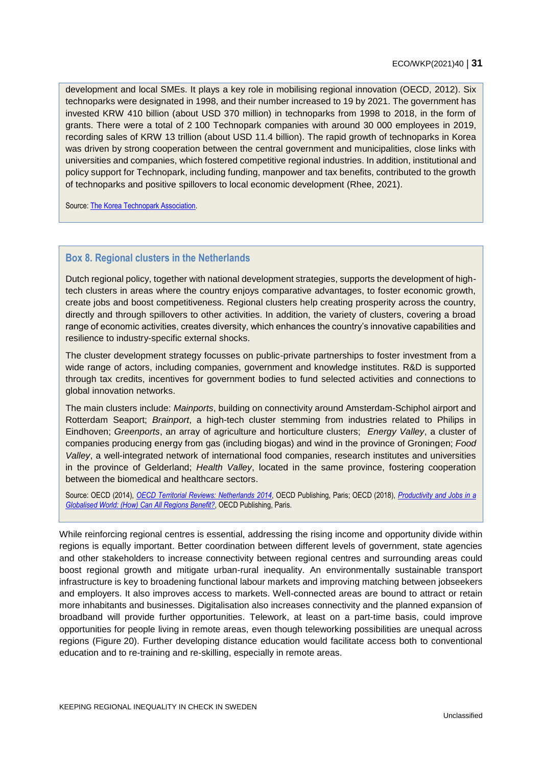development and local SMEs. It plays a key role in mobilising regional innovation (OECD, 2012). Six technoparks were designated in 1998, and their number increased to 19 by 2021. The government has invested KRW 410 billion (about USD 370 million) in technoparks from 1998 to 2018, in the form of grants. There were a total of 2 100 Technopark companies with around 30 000 employees in 2019, recording sales of KRW 13 trillion (about USD 11.4 billion). The rapid growth of technoparks in Korea was driven by strong cooperation between the central government and municipalities, close links with universities and companies, which fostered competitive regional industries. In addition, institutional and policy support for Technopark, including funding, manpower and tax benefits, contributed to the growth of technoparks and positive spillovers to local economic development (Rhee, 2021).

Source: The Korea Technopark Association.

### Box 8. Regional clusters in the Netherlands

Dutch regional policy, together with national development strategies, supports the development of high-tech clusters in areas where the country enjoys comparative advantages, to foster economic growth, create jobs and boost competitiveness. Regional clusters help creating prosperity across the country, directly and through spillovers to other activities. In addition, the variety of clusters, covering a broad range of economic activities, creates diversity, which enhances the country's innovative capabilities and resilience to industry-specific external shocks.

The cluster development strategy focusses on public-private partnerships to foster investment from a wide range of actors, including companies, government and knowledge institutes. R&D is supported through tax credits, incentives for government bodies to fund selected activities and connections to global innovation networks.

The main clusters include: *Mainports*, building on connectivity around Amsterdam-Schiphol airport and Rotterdam Seaport; *Brainport*, a high-tech cluster stemming from industries related to Philips in Eindhoven; *Greenports*, an array of agriculture and horticulture clusters; *Energy Valley*, a cluster of companies producing energy from gas (including biogas) and wind in the province of Groningen; *Food Valley*, a well-integrated network of international food companies, research institutes and universities in the province of Gelderland; *Health Valley*, located in the same province, fostering cooperation between the biomedical and healthcare sectors.

Source: OECD (2014), *OECD Territorial Reviews: Netherlands 2014*, OECD Publishing, Paris; OECD (2018), *Productivity and Jobs in a Globalised World: (How) Can All Regions Benefit?*, OECD Publishing, Paris.

While reinforcing regional centres is essential, addressing the rising income and opportunity divide within regions is equally important. Better coordination between different levels of government, state agencies and other stakeholders to increase connectivity between regional centres and surrounding areas could boost regional growth and mitigate urban-rural inequality. An environmentally sustainable transport infrastructure is key to broadening functional labour markets and improving matching between jobseekers and employers. It also improves access to markets. Well-connected areas are bound to attract or retain more inhabitants and businesses. Digitalisation also increases connectivity and the planned expansion of broadband will provide further opportunities. Telework, at least on a part-time basis, could improve opportunities for people living in remote areas, even though teleworking possibilities are unequal across regions (Figure 20). Further developing distance education would facilitate access both to conventional education and to re-training and re-skilling, especially in remote areas.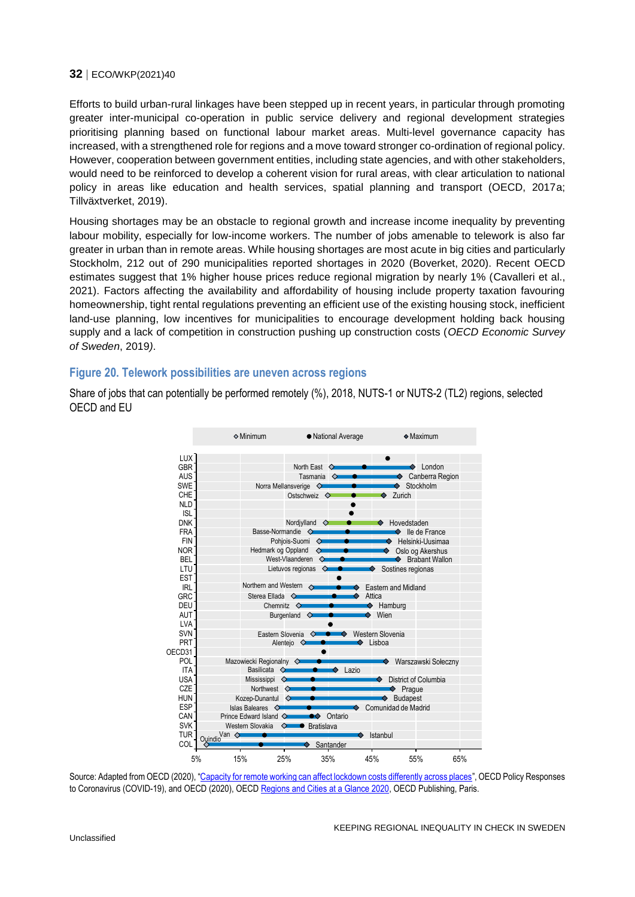Efforts to build urban-rural linkages have been stepped up in recent years, in particular through promoting greater inter-municipal co-operation in public service delivery and regional development strategies prioritising planning based on functional labour market areas. Multi-level governance capacity has increased, with a strengthened role for regions and a move toward stronger co-ordination of regional policy. However, cooperation between government entities, including state agencies, and with other stakeholders, would need to be reinforced to develop a coherent vision for rural areas, with clear articulation to national policy in areas like education and health services, spatial planning and transport (OECD, 2017a; Tillväxtverket, 2019).

Housing shortages may be an obstacle to regional growth and increase income inequality by preventing labour mobility, especially for low-income workers. The number of jobs amenable to telework is also far greater in urban than in remote areas. While housing shortages are most acute in big cities and particularly Stockholm, 212 out of 290 municipalities reported shortages in 2020 (Boverket, 2020). Recent OECD estimates suggest that 1% higher house prices reduce regional migration by nearly 1% (Cavalleri et al., 2021). Factors affecting the availability and affordability of housing include property taxation favouring homeownership, tight rental regulations preventing an efficient use of the existing housing stock, inefficient land-use planning, low incentives for municipalities to encourage development holding back housing supply and a lack of competition in construction pushing up construction costs (*OECD Economic Survey of Sweden*, 2019).

### Figure 20. Telework possibilities are uneven across regions

Share of jobs that can potentially be performed remotely (%), 2018, NUTS-1 or NUTS-2 (TL2) regions, selected OECD and EU

Source: Adapted from OECD (2020), "Capacity for remote working can affect lockdown costs differently across places", OECD Policy Responses to Coronavirus (COVID-19), and OECD (2020), OECD Regions and Cities at a Glance 2020, OECD Publishing, Paris.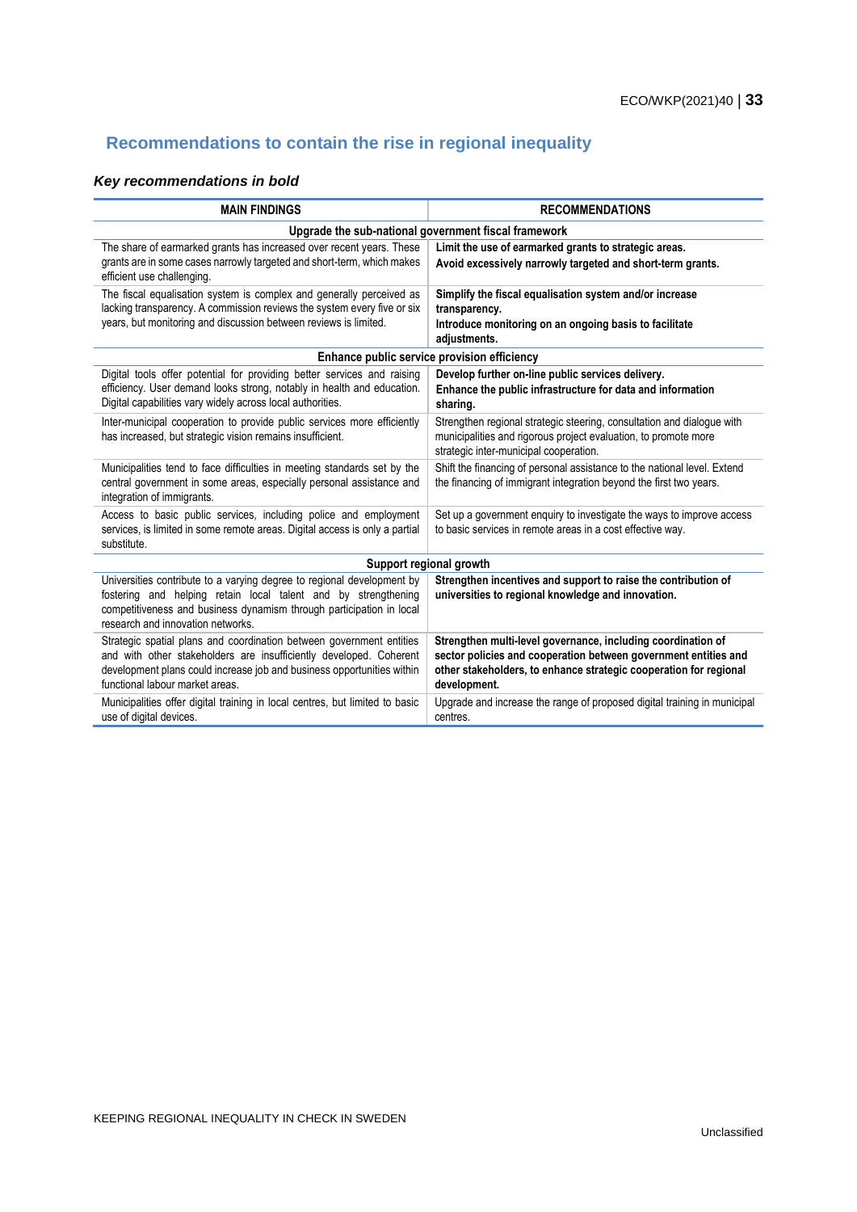## Recommendations to contain the rise in regional inequality

### *Key recommendations in bold*

| MAIN FINDINGS | RECOMMENDATIONS |
|---|---|
| **Upgrade the sub-national government fiscal framework** | |
| The share of earmarked grants has increased over recent years. These grants are in some cases narrowly targeted and short-term, which makes efficient use challenging. | **Limit the use of earmarked grants to strategic areas.** **Avoid excessively narrowly targeted and short-term grants.** |
| The fiscal equalisation system is complex and generally perceived as lacking transparency. A commission reviews the system every five or six years, but monitoring and discussion between reviews is limited. | **Simplify the fiscal equalisation system and/or increase transparency.** **Introduce monitoring on an ongoing basis to facilitate adjustments.** |
| **Enhance public service provision efficiency** | |
| Digital tools offer potential for providing better services and raising efficiency. User demand looks strong, notably in health and education. Digital capabilities vary widely across local authorities. | **Develop further on-line public services delivery.** **Enhance the public infrastructure for data and information sharing.** |
| Inter-municipal cooperation to provide public services more efficiently has increased, but strategic vision remains insufficient. | Strengthen regional strategic steering, consultation and dialogue with municipalities and rigorous project evaluation, to promote more strategic inter-municipal cooperation. |
| Municipalities tend to face difficulties in meeting standards set by the central government in some areas, especially personal assistance and integration of immigrants. | Shift the financing of personal assistance to the national level. Extend the financing of immigrant integration beyond the first two years. |
| Access to basic public services, including police and employment services, is limited in some remote areas. Digital access is only a partial substitute. | Set up a government enquiry to investigate the ways to improve access to basic services in remote areas in a cost effective way. |
| **Support regional growth** | |
| Universities contribute to a varying degree to regional development by fostering and helping retain local talent and by strengthening competitiveness and business dynamism through participation in local research and innovation networks. | **Strengthen incentives and support to raise the contribution of universities to regional knowledge and innovation.** |
| Strategic spatial plans and coordination between government entities and with other stakeholders are insufficiently developed. Coherent development plans could increase job and business opportunities within functional labour market areas. | **Strengthen multi-level governance, including coordination of sector policies and cooperation between government entities and other stakeholders, to enhance strategic cooperation for regional development.** |
| Municipalities offer digital training in local centres, but limited to basic use of digital devices. | Upgrade and increase the range of proposed digital training in municipal centres. |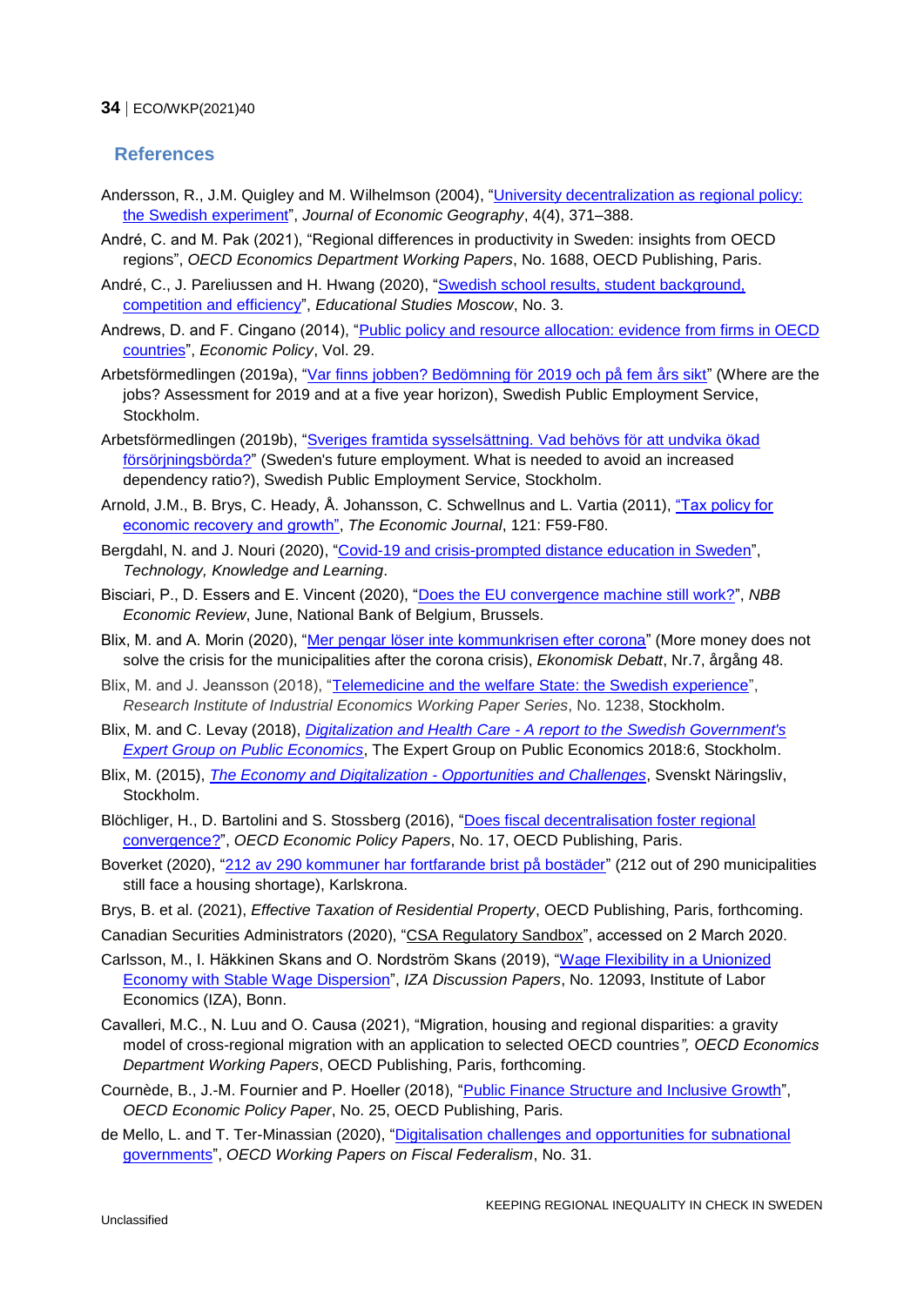## References

Andersson, R., J.M. Quigley and M. Wilhelmson (2004), "University decentralization as regional policy: the Swedish experiment", *Journal of Economic Geography*, 4(4), 371–388.

André, C. and M. Pak (2021), "Regional differences in productivity in Sweden: insights from OECD regions", *OECD Economics Department Working Papers*, No. 1688, OECD Publishing, Paris.

André, C., J. Pareliussen and H. Hwang (2020), "Swedish school results, student background, competition and efficiency", *Educational Studies Moscow*, No. 3.

Andrews, D. and F. Cingano (2014), "Public policy and resource allocation: evidence from firms in OECD countries", *Economic Policy*, Vol. 29.

Arbetsförmedlingen (2019a), "Var finns jobben? Bedömning för 2019 och på fem års sikt" (Where are the jobs? Assessment for 2019 and at a five year horizon), Swedish Public Employment Service, Stockholm.

Arbetsförmedlingen (2019b), "Sveriges framtida sysselsättning. Vad behövs för att undvika ökad försörjningsbörda?" (Sweden's future employment. What is needed to avoid an increased dependency ratio?), Swedish Public Employment Service, Stockholm.

Arnold, J.M., B. Brys, C. Heady, Å. Johansson, C. Schwellnus and L. Vartia (2011), "Tax policy for economic recovery and growth", *The Economic Journal*, 121: F59-F80.

Bergdahl, N. and J. Nouri (2020), "Covid-19 and crisis-prompted distance education in Sweden", *Technology, Knowledge and Learning*.

Bisciari, P., D. Essers and E. Vincent (2020), "Does the EU convergence machine still work?", *NBB Economic Review*, June, National Bank of Belgium, Brussels.

Blix, M. and A. Morin (2020), "Mer pengar löser inte kommunkrisen efter corona" (More money does not solve the crisis for the municipalities after the corona crisis), *Ekonomisk Debatt*, Nr.7, årgång 48.

Blix, M. and J. Jeansson (2018), "Telemedicine and the welfare State: the Swedish experience", *Research Institute of Industrial Economics Working Paper Series*, No. 1238, Stockholm.

Blix, M. and C. Levay (2018), *Digitalization and Health Care - A report to the Swedish Government's Expert Group on Public Economics*, The Expert Group on Public Economics 2018:6, Stockholm.

Blix, M. (2015), *The Economy and Digitalization - Opportunities and Challenges*, Svenskt Näringsliv, Stockholm.

Blöchliger, H., D. Bartolini and S. Stossberg (2016), "Does fiscal decentralisation foster regional convergence?", *OECD Economic Policy Papers*, No. 17, OECD Publishing, Paris.

Boverket (2020), "212 av 290 kommuner har fortfarande brist på bostäder" (212 out of 290 municipalities still face a housing shortage), Karlskrona.

Brys, B. et al. (2021), *Effective Taxation of Residential Property*, OECD Publishing, Paris, forthcoming.

Canadian Securities Administrators (2020), "CSA Regulatory Sandbox", accessed on 2 March 2020.

Carlsson, M., I. Häkkinen Skans and O. Nordström Skans (2019), "Wage Flexibility in a Unionized Economy with Stable Wage Dispersion", *IZA Discussion Papers*, No. 12093, Institute of Labor Economics (IZA), Bonn.

Cavalleri, M.C., N. Luu and O. Causa (2021), "Migration, housing and regional disparities: a gravity model of cross-regional migration with an application to selected OECD countries", *OECD Economics Department Working Papers*, OECD Publishing, Paris, forthcoming.

Cournède, B., J.-M. Fournier and P. Hoeller (2018), "Public Finance Structure and Inclusive Growth", *OECD Economic Policy Paper*, No. 25, OECD Publishing, Paris.

de Mello, L. and T. Ter-Minassian (2020), "Digitalisation challenges and opportunities for subnational governments", *OECD Working Papers on Fiscal Federalism*, No. 31.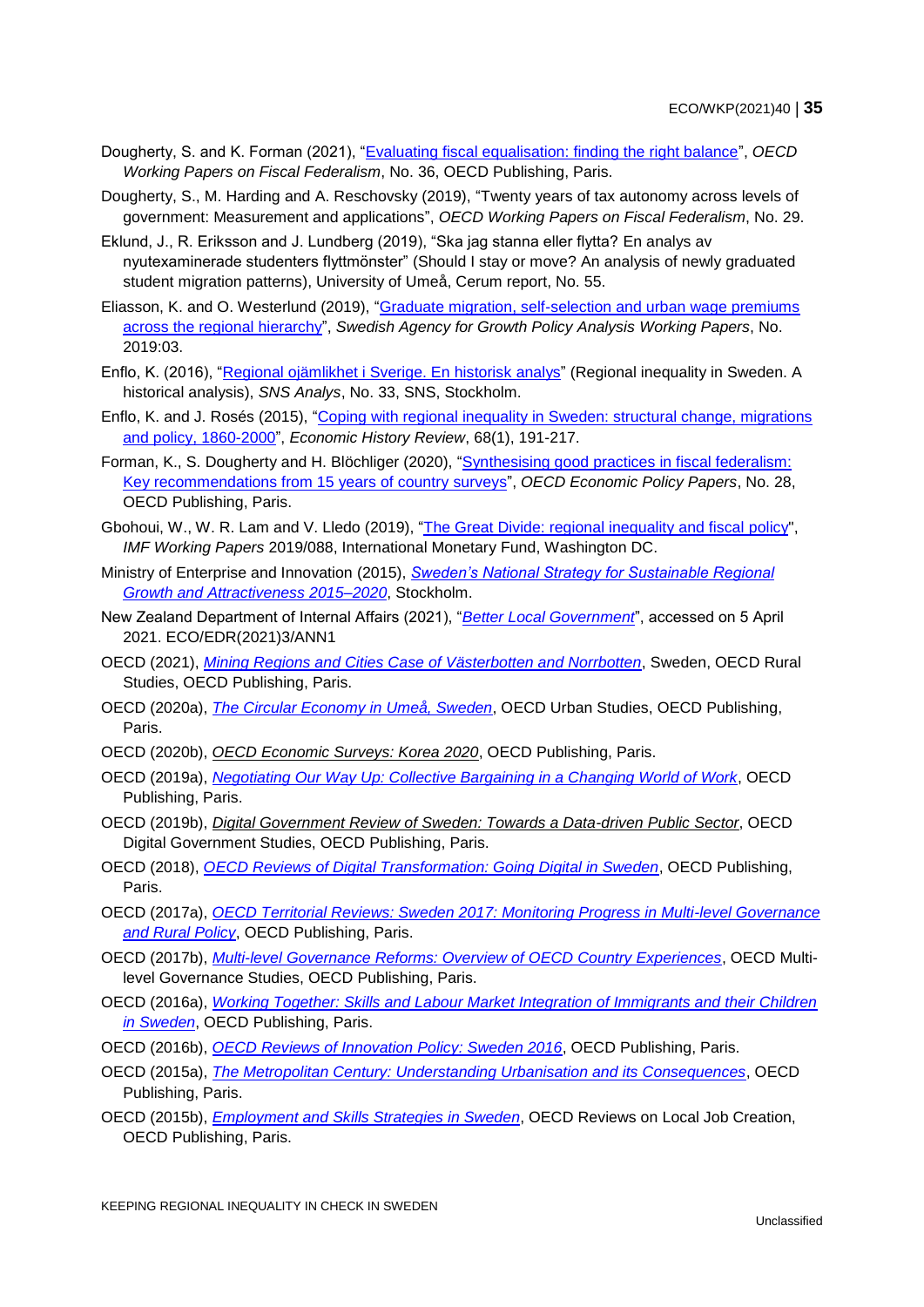Dougherty, S. and K. Forman (2021), "Evaluating fiscal equalisation: finding the right balance", *OECD Working Papers on Fiscal Federalism*, No. 36, OECD Publishing, Paris.

Dougherty, S., M. Harding and A. Reschovsky (2019), "Twenty years of tax autonomy across levels of government: Measurement and applications", *OECD Working Papers on Fiscal Federalism*, No. 29.

Eklund, J., R. Eriksson and J. Lundberg (2019), "Ska jag stanna eller flytta? En analys av nyutexaminerade studenters flyttmönster" (Should I stay or move? An analysis of newly graduated student migration patterns), University of Umeå, Cerum report, No. 55.

Eliasson, K. and O. Westerlund (2019), "Graduate migration, self-selection and urban wage premiums across the regional hierarchy", *Swedish Agency for Growth Policy Analysis Working Papers*, No. 2019:03.

Enflo, K. (2016), "Regional ojämlikhet i Sverige. En historisk analys" (Regional inequality in Sweden. A historical analysis), *SNS Analys*, No. 33, SNS, Stockholm.

Enflo, K. and J. Rosés (2015), "Coping with regional inequality in Sweden: structural change, migrations and policy, 1860-2000", *Economic History Review*, 68(1), 191-217.

Forman, K., S. Dougherty and H. Blöchliger (2020), "Synthesising good practices in fiscal federalism: Key recommendations from 15 years of country surveys", *OECD Economic Policy Papers*, No. 28, OECD Publishing, Paris.

Gbohoui, W., W. R. Lam and V. Lledo (2019), "The Great Divide: regional inequality and fiscal policy", *IMF Working Papers* 2019/088, International Monetary Fund, Washington DC.

Ministry of Enterprise and Innovation (2015), *Sweden's National Strategy for Sustainable Regional Growth and Attractiveness 2015–2020*, Stockholm.

New Zealand Department of Internal Affairs (2021), "*Better Local Government*", accessed on 5 April 2021. ECO/EDR(2021)3/ANN1

OECD (2021), *Mining Regions and Cities Case of Västerbotten and Norrbotten*, Sweden, OECD Rural Studies, OECD Publishing, Paris.

OECD (2020a), *The Circular Economy in Umeå, Sweden*, OECD Urban Studies, OECD Publishing, Paris.

OECD (2020b), *OECD Economic Surveys: Korea 2020*, OECD Publishing, Paris.

OECD (2019a), *Negotiating Our Way Up: Collective Bargaining in a Changing World of Work*, OECD Publishing, Paris.

OECD (2019b), *Digital Government Review of Sweden: Towards a Data-driven Public Sector*, OECD Digital Government Studies, OECD Publishing, Paris.

OECD (2018), *OECD Reviews of Digital Transformation: Going Digital in Sweden*, OECD Publishing, Paris.

OECD (2017a), *OECD Territorial Reviews: Sweden 2017: Monitoring Progress in Multi-level Governance and Rural Policy*, OECD Publishing, Paris.

OECD (2017b), *Multi-level Governance Reforms: Overview of OECD Country Experiences*, OECD Multi-level Governance Studies, OECD Publishing, Paris.

OECD (2016a), *Working Together: Skills and Labour Market Integration of Immigrants and their Children in Sweden*, OECD Publishing, Paris.

OECD (2016b), *OECD Reviews of Innovation Policy: Sweden 2016*, OECD Publishing, Paris.

OECD (2015a), *The Metropolitan Century: Understanding Urbanisation and its Consequences*, OECD Publishing, Paris.

OECD (2015b), *Employment and Skills Strategies in Sweden*, OECD Reviews on Local Job Creation, OECD Publishing, Paris.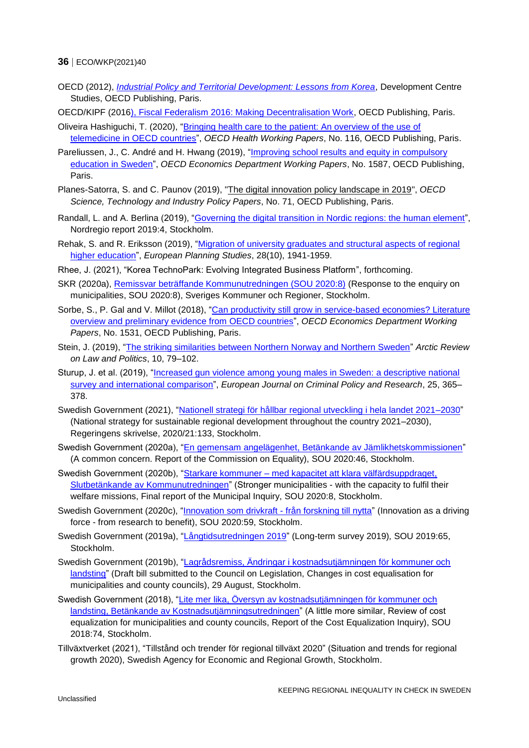OECD (2012), *Industrial Policy and Territorial Development: Lessons from Korea*, Development Centre Studies, OECD Publishing, Paris.

OECD/KIPF (2016), Fiscal Federalism 2016: Making Decentralisation Work, OECD Publishing, Paris.

Oliveira Hashiguchi, T. (2020), "Bringing health care to the patient: An overview of the use of telemedicine in OECD countries", *OECD Health Working Papers*, No. 116, OECD Publishing, Paris.

Pareliussen, J., C. André and H. Hwang (2019), "Improving school results and equity in compulsory education in Sweden", *OECD Economics Department Working Papers*, No. 1587, OECD Publishing, Paris.

Planes-Satorra, S. and C. Paunov (2019), "The digital innovation policy landscape in 2019", *OECD Science, Technology and Industry Policy Papers*, No. 71, OECD Publishing, Paris.

Randall, L. and A. Berlina (2019), "Governing the digital transition in Nordic regions: the human element", Nordregio report 2019:4, Stockholm.

Rehak, S. and R. Eriksson (2019), "Migration of university graduates and structural aspects of regional higher education", *European Planning Studies*, 28(10), 1941-1959.

Rhee, J. (2021), "Korea TechnoPark: Evolving Integrated Business Platform", forthcoming.

SKR (2020a), Remissvar beträffande Kommunutredningen (SOU 2020:8) (Response to the enquiry on municipalities, SOU 2020:8), Sveriges Kommuner och Regioner, Stockholm.

Sorbe, S., P. Gal and V. Millot (2018), "Can productivity still grow in service-based economies? Literature overview and preliminary evidence from OECD countries", *OECD Economics Department Working Papers*, No. 1531, OECD Publishing, Paris.

Stein, J. (2019), "The striking similarities between Northern Norway and Northern Sweden" *Arctic Review on Law and Politics*, 10, 79–102.

Sturup, J. et al. (2019), "Increased gun violence among young males in Sweden: a descriptive national survey and international comparison", *European Journal on Criminal Policy and Research*, 25, 365–378.

Swedish Government (2021), "Nationell strategi för hållbar regional utveckling i hela landet 2021–2030" (National strategy for sustainable regional development throughout the country 2021–2030), Regeringens skrivelse, 2020/21:133, Stockholm.

Swedish Government (2020a), "En gemensam angelägenhet, Betänkande av Jämlikhetskommissionen" (A common concern. Report of the Commission on Equality), SOU 2020:46, Stockholm.

Swedish Government (2020b), "Starkare kommuner – med kapacitet att klara välfärdsuppdraget, Slutbetänkande av Kommunutredningen" (Stronger municipalities - with the capacity to fulfil their welfare missions, Final report of the Municipal Inquiry, SOU 2020:8, Stockholm.

Swedish Government (2020c), "Innovation som drivkraft - från forskning till nytta" (Innovation as a driving force - from research to benefit), SOU 2020:59, Stockholm.

Swedish Government (2019a), "Långtidsutredningen 2019" (Long-term survey 2019), SOU 2019:65, Stockholm.

Swedish Government (2019b), "Lagrådsremiss, Ändringar i kostnadsutjämningen för kommuner och landsting" (Draft bill submitted to the Council on Legislation, Changes in cost equalisation for municipalities and county councils), 29 August, Stockholm.

Swedish Government (2018), "Lite mer lika, Översyn av kostnadsutjämningen för kommuner och landsting, Betänkande av Kostnadsutjämningsutredningen" (A little more similar, Review of cost equalization for municipalities and county councils, Report of the Cost Equalization Inquiry), SOU 2018:74, Stockholm.

Tillväxtverket (2021), "Tillstånd och trender för regional tillväxt 2020" (Situation and trends for regional growth 2020), Swedish Agency for Economic and Regional Growth, Stockholm.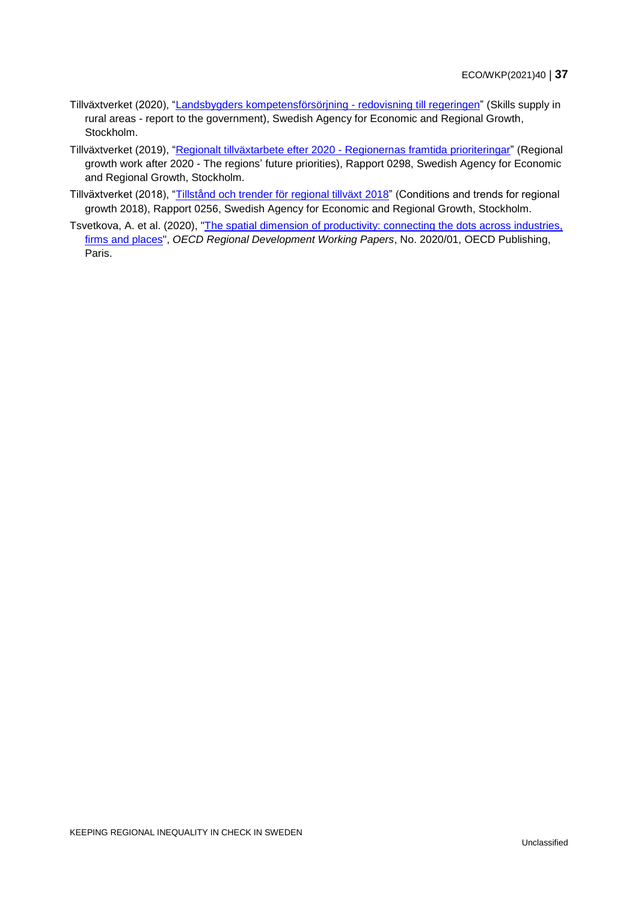Tillväxtverket (2020), "Landsbygders kompetensförsörjning - redovisning till regeringen" (Skills supply in rural areas - report to the government), Swedish Agency for Economic and Regional Growth, Stockholm.

Tillväxtverket (2019), "Regionalt tillväxtarbete efter 2020 - Regionernas framtida prioriteringar" (Regional growth work after 2020 - The regions' future priorities), Rapport 0298, Swedish Agency for Economic and Regional Growth, Stockholm.

Tillväxtverket (2018), "Tillstånd och trender för regional tillväxt 2018" (Conditions and trends for regional growth 2018), Rapport 0256, Swedish Agency for Economic and Regional Growth, Stockholm.

Tsvetkova, A. et al. (2020), "The spatial dimension of productivity: connecting the dots across industries, firms and places", *OECD Regional Development Working Papers*, No. 2020/01, OECD Publishing, Paris.